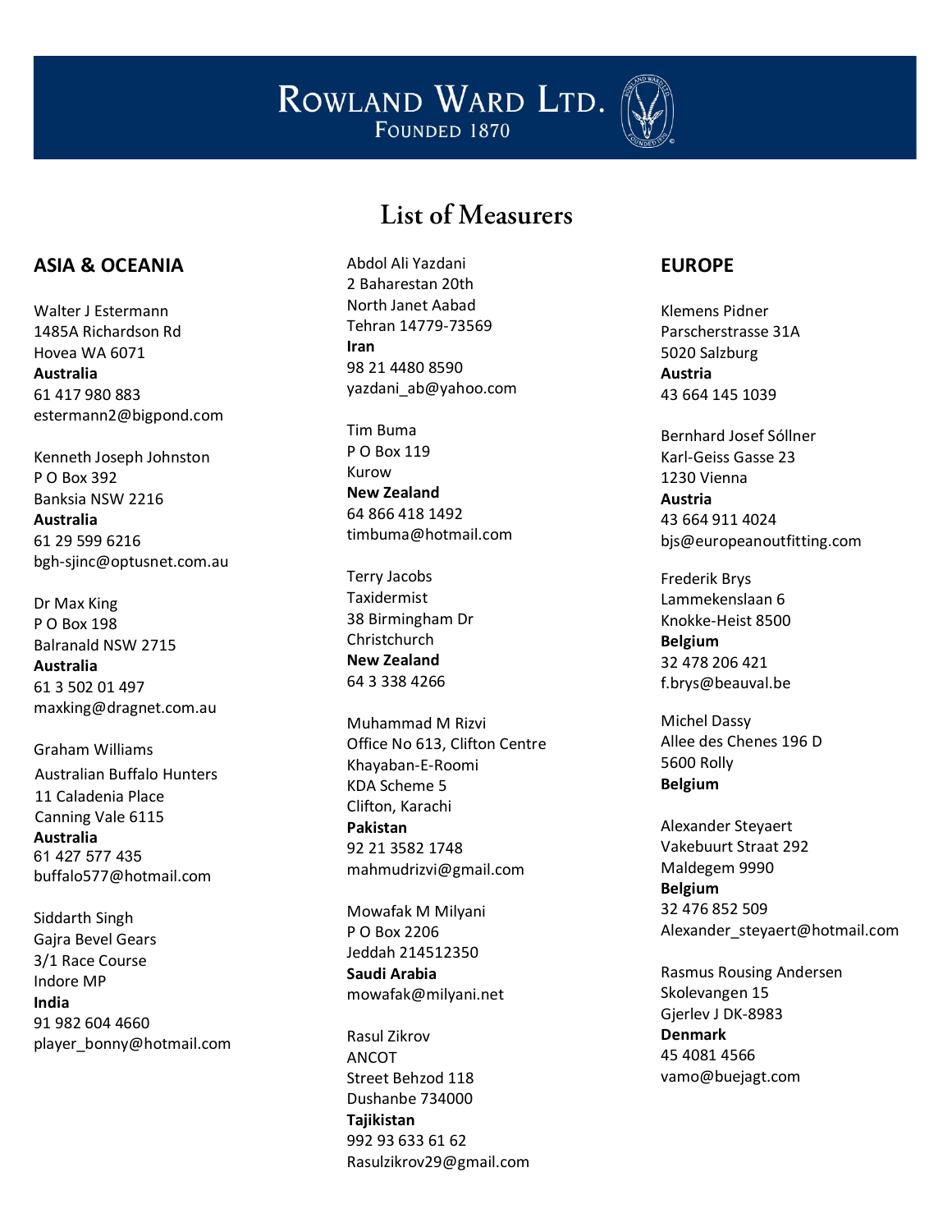# Rowland Ward Ltd.

Founded 1870

## List of Measurers

### ASIA & OCEANIA

Walter J Estermann
1485A Richardson Rd
Hovea WA 6071
**Australia**
61 417 980 883
estermann2@bigpond.com

Kenneth Joseph Johnston
P O Box 392
Banksia NSW 2216
**Australia**
61 29 599 6216
bgh-sjinc@optusnet.com.au

Dr Max King
P O Box 198
Balranald NSW 2715
**Australia**
61 3 502 01 497
maxking@dragnet.com.au

Graham Williams
Australian Buffalo Hunters
11 Caladenia Place
Canning Vale 6115
**Australia**
61 427 577 435
buffalo577@hotmail.com

Siddarth Singh
Gajra Bevel Gears
3/1 Race Course
Indore MP
**India**
91 982 604 4660
player_bonny@hotmail.com

Abdol Ali Yazdani
2 Baharestan 20th
North Janet Aabad
Tehran 14779-73569
**Iran**
98 21 4480 8590
yazdani_ab@yahoo.com

Tim Buma
P O Box 119
Kurow
**New Zealand**
64 866 418 1492
timbuma@hotmail.com

Terry Jacobs
Taxidermist
38 Birmingham Dr
Christchurch
**New Zealand**
64 3 338 4266

Muhammad M Rizvi
Office No 613, Clifton Centre
Khayaban-E-Roomi
KDA Scheme 5
Clifton, Karachi
**Pakistan**
92 21 3582 1748
mahmudrizvi@gmail.com

Mowafak M Milyani
P O Box 2206
Jeddah 214512350
**Saudi Arabia**
mowafak@milyani.net

Rasul Zikrov
ANCOT
Street Behzod 118
Dushanbe 734000
**Tajikistan**
992 93 633 61 62
Rasulzikrov29@gmail.com

### EUROPE

Klemens Pidner
Parscherstrasse 31A
5020 Salzburg
**Austria**
43 664 145 1039

Bernhard Josef Sóllner
Karl-Geiss Gasse 23
1230 Vienna
**Austria**
43 664 911 4024
bjs@europeanoutfitting.com

Frederik Brys
Lammekenslaan 6
Knokke-Heist 8500
**Belgium**
32 478 206 421
f.brys@beauval.be

Michel Dassy
Allee des Chenes 196 D
5600 Rolly
**Belgium**

Alexander Steyaert
Vakebuurt Straat 292
Maldegem 9990
**Belgium**
32 476 852 509
Alexander_steyaert@hotmail.com

Rasmus Rousing Andersen
Skolevangen 15
Gjerlev J DK-8983
**Denmark**
45 4081 4566
vamo@buejagt.com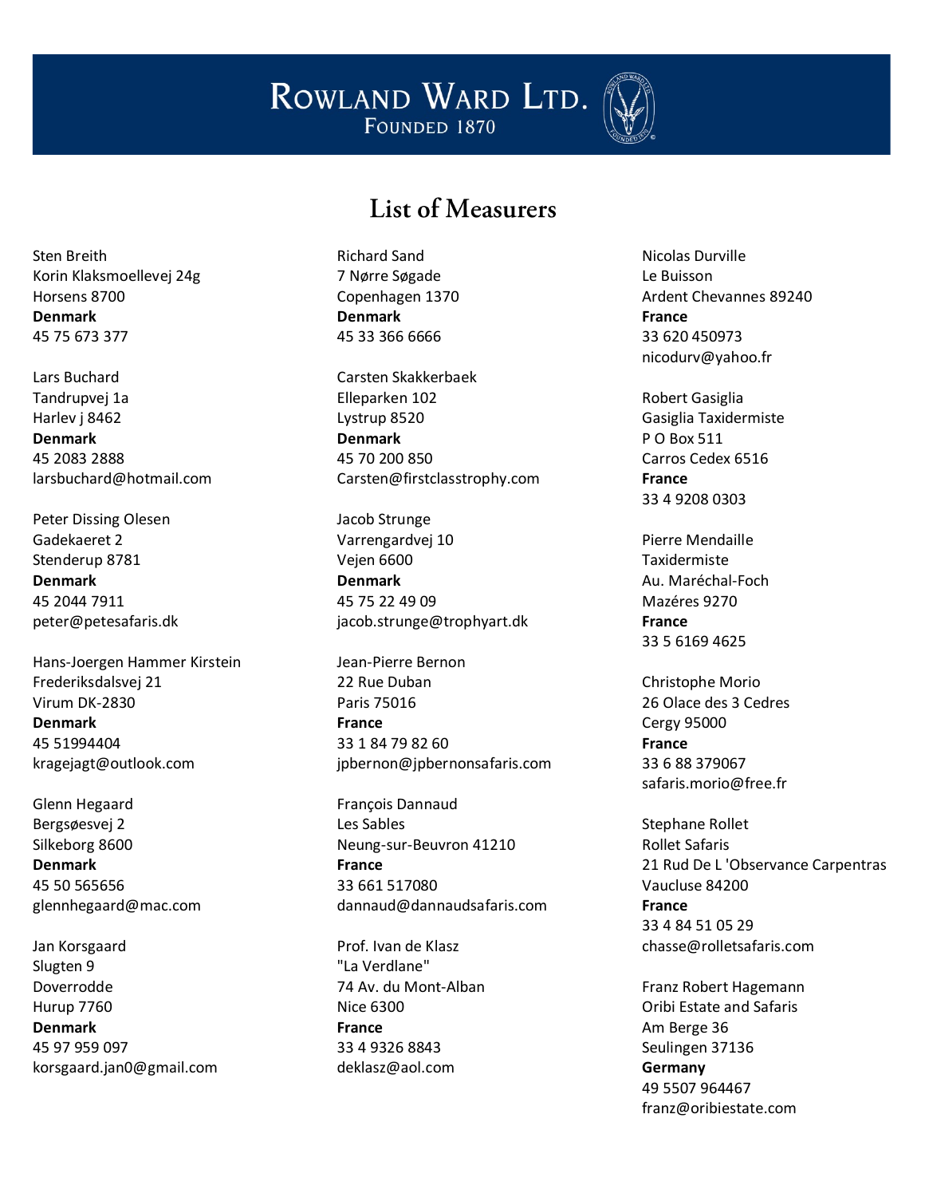# Rowland Ward Ltd.

Founded 1870

## List of Measurers

Sten Breith
Korin Klaksmoellevej 24g
Horsens 8700
**Denmark**
45 75 673 377

Lars Buchard
Tandrupvej 1a
Harlev j 8462
**Denmark**
45 2083 2888
larsbuchard@hotmail.com

Peter Dissing Olesen
Gadekaeret 2
Stenderup 8781
**Denmark**
45 2044 7911
peter@petesafaris.dk

Hans-Joergen Hammer Kirstein
Frederiksdalsvej 21
Virum DK-2830
**Denmark**
45 51994404
kragejagt@outlook.com

Glenn Hegaard
Bergsøesvej 2
Silkeborg 8600
**Denmark**
45 50 565656
glennhegaard@mac.com

Jan Korsgaard
Slugten 9
Doverrodde
Hurup 7760
**Denmark**
45 97 959 097
korsgaard.jan0@gmail.com

Richard Sand
7 Nørre Søgade
Copenhagen 1370
**Denmark**
45 33 366 6666

Carsten Skakkerbaek
Elleparken 102
Lystrup 8520
**Denmark**
45 70 200 850
Carsten@firstclasstrophy.com

Jacob Strunge
Varrengardvej 10
Vejen 6600
**Denmark**
45 75 22 49 09
jacob.strunge@trophyart.dk

Jean-Pierre Bernon
22 Rue Duban
Paris 75016
**France**
33 1 84 79 82 60
jpbernon@jpbernonsafaris.com

François Dannaud
Les Sables
Neung-sur-Beuvron 41210
**France**
33 661 517080
dannaud@dannaudsafaris.com

Prof. Ivan de Klasz
"La Verdlane"
74 Av. du Mont-Alban
Nice 6300
**France**
33 4 9326 8843
deklasz@aol.com

Nicolas Durville
Le Buisson
Ardent Chevannes 89240
**France**
33 620 450973
nicodurv@yahoo.fr

Robert Gasiglia
Gasiglia Taxidermiste
P O Box 511
Carros Cedex 6516
**France**
33 4 9208 0303

Pierre Mendaille
Taxidermiste
Au. Maréchal-Foch
Mazéres 9270
**France**
33 5 6169 4625

Christophe Morio
26 Olace des 3 Cedres
Cergy 95000
**France**
33 6 88 379067
safaris.morio@free.fr

Stephane Rollet
Rollet Safaris
21 Rud De L 'Observance Carpentras
Vaucluse 84200
**France**
33 4 84 51 05 29
chasse@rolletsafaris.com

Franz Robert Hagemann
Oribi Estate and Safaris
Am Berge 36
Seulingen 37136
**Germany**
49 5507 964467
franz@oribiestate.com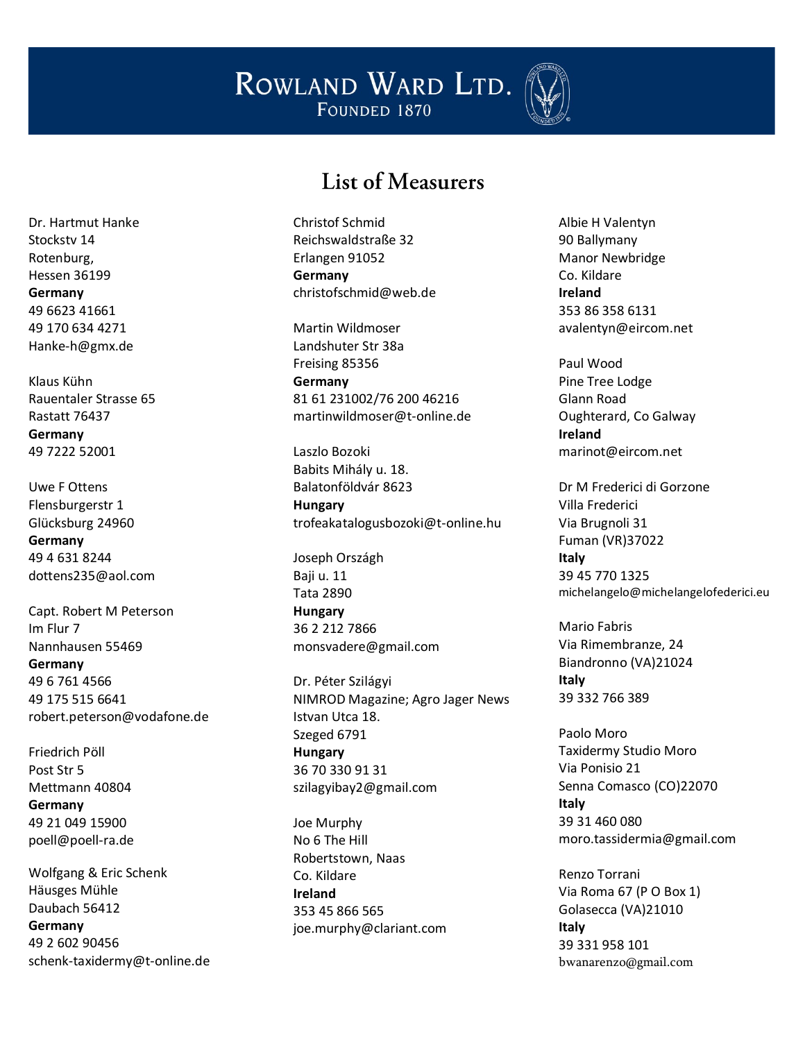# ROWLAND WARD LTD.
FOUNDED 1870

## List of Measurers

Dr. Hartmut Hanke
Stockstv 14
Rotenburg,
Hessen 36199
**Germany**
49 6623 41661
49 170 634 4271
Hanke-h@gmx.de

Klaus Kühn
Rauentaler Strasse 65
Rastatt 76437
**Germany**
49 7222 52001

Uwe F Ottens
Flensburgerstr 1
Glücksburg 24960
**Germany**
49 4 631 8244
dottens235@aol.com

Capt. Robert M Peterson
Im Flur 7
Nannhausen 55469
**Germany**
49 6 761 4566
49 175 515 6641
robert.peterson@vodafone.de

Friedrich Pöll
Post Str 5
Mettmann 40804
**Germany**
49 21 049 15900
poell@poell-ra.de

Wolfgang & Eric Schenk
Häusges Mühle
Daubach 56412
**Germany**
49 2 602 90456
schenk-taxidermy@t-online.de

Christof Schmid
Reichswaldstraße 32
Erlangen 91052
**Germany**
christofschmid@web.de

Martin Wildmoser
Landshuter Str 38a
Freising 85356
**Germany**
81 61 231002/76 200 46216
martinwildmoser@t-online.de

Laszlo Bozoki
Babits Mihály u. 18.
Balatonföldvár 8623
**Hungary**
trofeakatalogusbozoki@t-online.hu

Joseph Országh
Baji u. 11
Tata 2890
**Hungary**
36 2 212 7866
monsvadere@gmail.com

Dr. Péter Szilágyi
NIMROD Magazine; Agro Jager News
Istvan Utca 18.
Szeged 6791
**Hungary**
36 70 330 91 31
szilagyibay2@gmail.com

Joe Murphy
No 6 The Hill
Robertstown, Naas
Co. Kildare
**Ireland**
353 45 866 565
joe.murphy@clariant.com

Albie H Valentyn
90 Ballymany
Manor Newbridge
Co. Kildare
**Ireland**
353 86 358 6131
avalentyn@eircom.net

Paul Wood
Pine Tree Lodge
Glann Road
Oughterard, Co Galway
**Ireland**
marinot@eircom.net

Dr M Frederici di Gorzone
Villa Frederici
Via Brugnoli 31
Fuman (VR)37022
**Italy**
39 45 770 1325
michelangelo@michelangelofederici.eu

Mario Fabris
Via Rimembranze, 24
Biandronno (VA)21024
**Italy**
39 332 766 389

Paolo Moro
Taxidermy Studio Moro
Via Ponisio 21
Senna Comasco (CO)22070
**Italy**
39 31 460 080
moro.tassidermia@gmail.com

Renzo Torrani
Via Roma 67 (P O Box 1)
Golasecca (VA)21010
**Italy**
39 331 958 101
bwanarenzo@gmail.com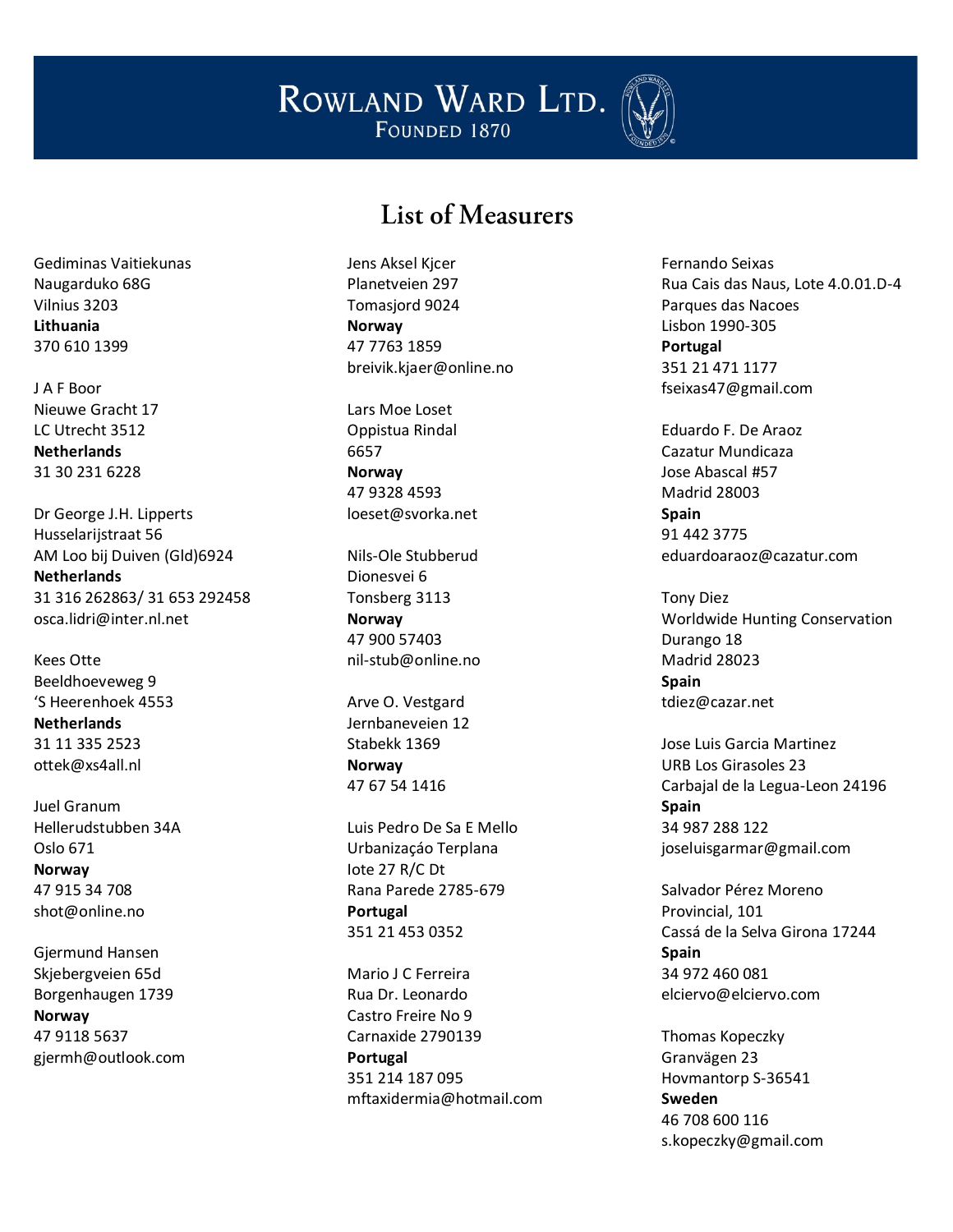# ROWLAND WARD LTD.
FOUNDED 1870

## List of Measurers

Gediminas Vaitiekunas
Naugarduko 68G
Vilnius 3203
**Lithuania**
370 610 1399

J A F Boor
Nieuwe Gracht 17
LC Utrecht 3512
**Netherlands**
31 30 231 6228

Dr George J.H. Lipperts
Husselarijstraat 56
AM Loo bij Duiven (Gld)6924
**Netherlands**
31 316 262863/ 31 653 292458
osca.lidri@inter.nl.net

Kees Otte
Beeldhoeveweg 9
'S Heerenhoek 4553
**Netherlands**
31 11 335 2523
ottek@xs4all.nl

Juel Granum
Hellerudstubben 34A
Oslo 671
**Norway**
47 915 34 708
shot@online.no

Gjermund Hansen
Skjebergveien 65d
Borgenhaugen 1739
**Norway**
47 9118 5637
gjermh@outlook.com

Jens Aksel Kjcer
Planetveien 297
Tomasjord 9024
**Norway**
47 7763 1859
breivik.kjaer@online.no

Lars Moe Loset
Oppistua Rindal
6657
**Norway**
47 9328 4593
loeset@svorka.net

Nils-Ole Stubberud
Dionesvei 6
Tonsberg 3113
**Norway**
47 900 57403
nil-stub@online.no

Arve O. Vestgard
Jernbaneveien 12
Stabekk 1369
**Norway**
47 67 54 1416

Luis Pedro De Sa E Mello
Urbanizaçáo Terplana
lote 27 R/C Dt
Rana Parede 2785-679
**Portugal**
351 21 453 0352

Mario J C Ferreira
Rua Dr. Leonardo
Castro Freire No 9
Carnaxide 2790139
**Portugal**
351 214 187 095
mftaxidermia@hotmail.com

Fernando Seixas
Rua Cais das Naus, Lote 4.0.01.D-4
Parques das Nacoes
Lisbon 1990-305
**Portugal**
351 21 471 1177
fseixas47@gmail.com

Eduardo F. De Araoz
Cazatur Mundicaza
Jose Abascal #57
Madrid 28003
**Spain**
91 442 3775
eduardoaraoz@cazatur.com

Tony Diez
Worldwide Hunting Conservation
Durango 18
Madrid 28023
**Spain**
tdiez@cazar.net

Jose Luis Garcia Martinez
URB Los Girasoles 23
Carbajal de la Legua-Leon 24196
**Spain**
34 987 288 122
joseluisgarmar@gmail.com

Salvador Pérez Moreno
Provincial, 101
Cassá de la Selva Girona 17244
**Spain**
34 972 460 081
elciervo@elciervo.com

Thomas Kopeczky
Granvägen 23
Hovmantorp S-36541
**Sweden**
46 708 600 116
s.kopeczky@gmail.com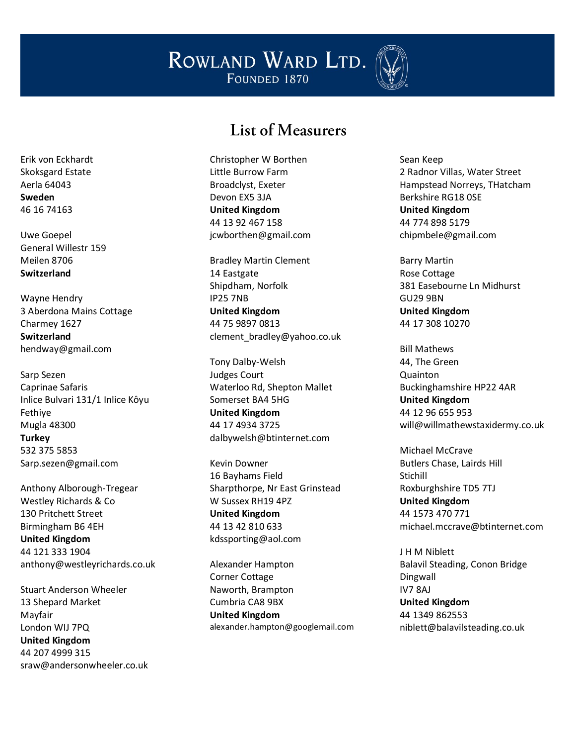# Rowland Ward Ltd.
Founded 1870

## List of Measurers

Erik von Eckhardt
Skoksgard Estate
Aerla 64043
**Sweden**
46 16 74163

Uwe Goepel
General Willestr 159
Meilen 8706
**Switzerland**

Wayne Hendry
3 Aberdona Mains Cottage
Charmey 1627
**Switzerland**
hendway@gmail.com

Sarp Sezen
Caprinae Safaris
Inlice Bulvari 131/1 Inlice Kôyu
Fethiye
Mugla 48300
**Turkey**
532 375 5853
Sarp.sezen@gmail.com

Anthony Alborough-Tregear
Westley Richards & Co
130 Pritchett Street
Birmingham B6 4EH
**United Kingdom**
44 121 333 1904
anthony@westleyrichards.co.uk

Stuart Anderson Wheeler
13 Shepard Market
Mayfair
London WIJ 7PQ
**United Kingdom**
44 207 4999 315
sraw@andersonwheeler.co.uk

Christopher W Borthen
Little Burrow Farm
Broadclyst, Exeter
Devon EX5 3JA
**United Kingdom**
44 13 92 467 158
jcwborthen@gmail.com

Bradley Martin Clement
14 Eastgate
Shipdham, Norfolk
IP25 7NB
**United Kingdom**
44 75 9897 0813
clement_bradley@yahoo.co.uk

Tony Dalby-Welsh
Judges Court
Waterloo Rd, Shepton Mallet
Somerset BA4 5HG
**United Kingdom**
44 17 4934 3725
dalbywelsh@btinternet.com

Kevin Downer
16 Bayhams Field
Sharpthorpe, Nr East Grinstead
W Sussex RH19 4PZ
**United Kingdom**
44 13 42 810 633
kdssporting@aol.com

Alexander Hampton
Corner Cottage
Naworth, Brampton
Cumbria CA8 9BX
**United Kingdom**
alexander.hampton@googlemail.com

Sean Keep
2 Radnor Villas, Water Street
Hampstead Norreys, THatcham
Berkshire RG18 0SE
**United Kingdom**
44 774 898 5179
chipmbele@gmail.com

Barry Martin
Rose Cottage
381 Easebourne Ln Midhurst
GU29 9BN
**United Kingdom**
44 17 308 10270

Bill Mathews
44, The Green
Quainton
Buckinghamshire HP22 4AR
**United Kingdom**
44 12 96 655 953
will@willmathewstaxidermy.co.uk

Michael McCrave
Butlers Chase, Lairds Hill
Stichill
Roxburghshire TD5 7TJ
**United Kingdom**
44 1573 470 771
michael.mccrave@btinternet.com

J H M Niblett
Balavil Steading, Conon Bridge
Dingwall
IV7 8AJ
**United Kingdom**
44 1349 862553
niblett@balavilsteading.co.uk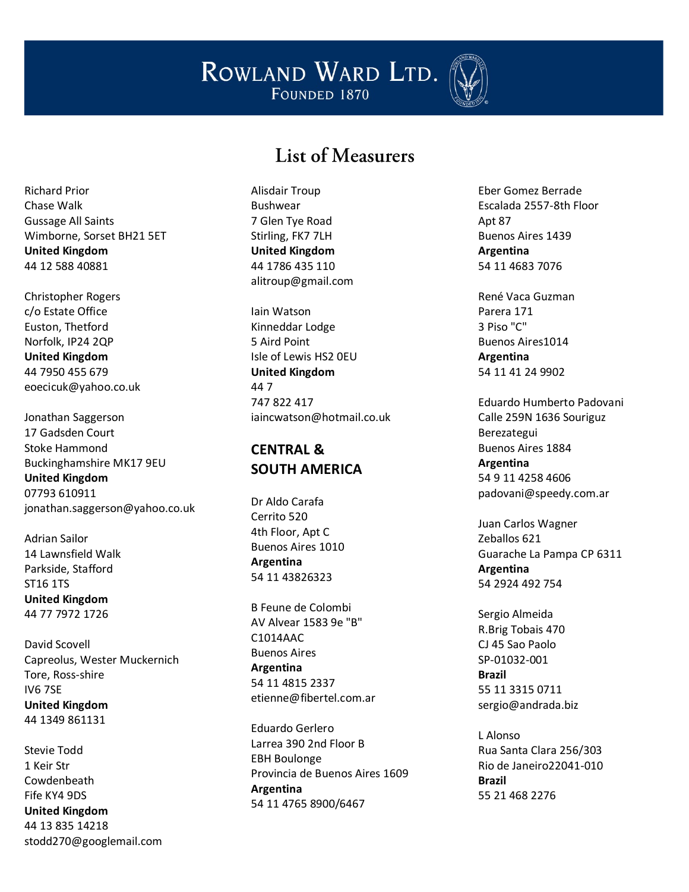# Rowland Ward Ltd.
Founded 1870

## List of Measurers

Richard Prior
Chase Walk
Gussage All Saints
Wimborne, Sorset BH21 5ET
**United Kingdom**
44 12 588 40881

Christopher Rogers
c/o Estate Office
Euston, Thetford
Norfolk, IP24 2QP
**United Kingdom**
44 7950 455 679
eoecicuk@yahoo.co.uk

Jonathan Saggerson
17 Gadsden Court
Stoke Hammond
Buckinghamshire MK17 9EU
**United Kingdom**
07793 610911
jonathan.saggerson@yahoo.co.uk

Adrian Sailor
14 Lawnsfield Walk
Parkside, Stafford
ST16 1TS
**United Kingdom**
44 77 7972 1726

David Scovell
Capreolus, Wester Muckernich
Tore, Ross-shire
IV6 7SE
**United Kingdom**
44 1349 861131

Stevie Todd
1 Keir Str
Cowdenbeath
Fife KY4 9DS
**United Kingdom**
44 13 835 14218
stodd270@googlemail.com

Alisdair Troup
Bushwear
7 Glen Tye Road
Stirling, FK7 7LH
**United Kingdom**
44 1786 435 110
alitroup@gmail.com

Iain Watson
Kinneddar Lodge
5 Aird Point
Isle of Lewis HS2 0EU
**United Kingdom**
44 7
747 822 417
iaincwatson@hotmail.co.uk

### CENTRAL & SOUTH AMERICA

Dr Aldo Carafa
Cerrito 520
4th Floor, Apt C
Buenos Aires 1010
**Argentina**
54 11 43826323

B Feune de Colombi
AV Alvear 1583 9e "B"
C1014AAC
Buenos Aires
**Argentina**
54 11 4815 2337
etienne@fibertel.com.ar

Eduardo Gerlero
Larrea 390 2nd Floor B
EBH Boulonge
Provincia de Buenos Aires 1609
**Argentina**
54 11 4765 8900/6467

Eber Gomez Berrade
Escalada 2557-8th Floor
Apt 87
Buenos Aires 1439
**Argentina**
54 11 4683 7076

René Vaca Guzman
Parera 171
3 Piso "C"
Buenos Aires1014
**Argentina**
54 11 41 24 9902

Eduardo Humberto Padovani
Calle 259N 1636 Souriguz
Berezategui
Buenos Aires 1884
**Argentina**
54 9 11 4258 4606
padovani@speedy.com.ar

Juan Carlos Wagner
Zeballos 621
Guarache La Pampa CP 6311
**Argentina**
54 2924 492 754

Sergio Almeida
R.Brig Tobais 470
CJ 45 Sao Paolo
SP-01032-001
**Brazil**
55 11 3315 0711
sergio@andrada.biz

L Alonso
Rua Santa Clara 256/303
Rio de Janeiro22041-010
**Brazil**
55 21 468 2276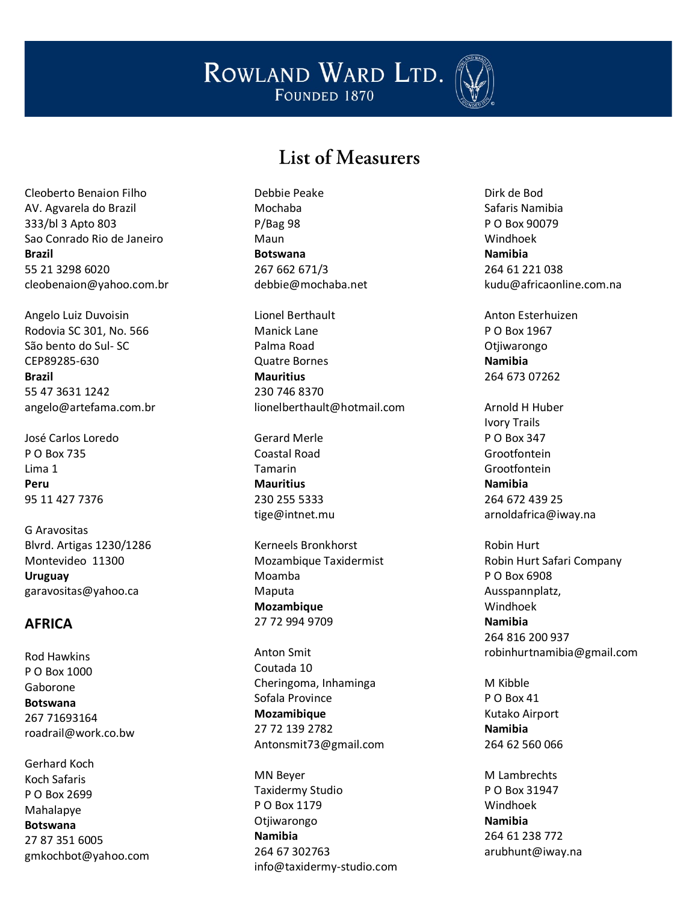# List of Measurers

Cleoberto Benaion Filho
AV. Agvarela do Brazil
333/bl 3 Apto 803
Sao Conrado Rio de Janeiro
**Brazil**
55 21 3298 6020
cleobenaion@yahoo.com.br

Angelo Luiz Duvoisin
Rodovia SC 301, No. 566
São bento do Sul- SC
CEP89285-630
**Brazil**
55 47 3631 1242
angelo@artefama.com.br

José Carlos Loredo
P O Box 735
Lima 1
**Peru**
95 11 427 7376

G Aravositas
Blvrd. Artigas 1230/1286
Montevideo 11300
**Uruguay**
garavositas@yahoo.ca

## AFRICA

Rod Hawkins
P O Box 1000
Gaborone
**Botswana**
267 71693164
roadrail@work.co.bw

Gerhard Koch
Koch Safaris
P O Box 2699
Mahalapye
**Botswana**
27 87 351 6005
gmkochbot@yahoo.com

Debbie Peake
Mochaba
P/Bag 98
Maun
**Botswana**
267 662 671/3
debbie@mochaba.net

Lionel Berthault
Manick Lane
Palma Road
Quatre Bornes
**Mauritius**
230 746 8370
lionelberthault@hotmail.com

Gerard Merle
Coastal Road
Tamarin
**Mauritius**
230 255 5333
tige@intnet.mu

Kerneels Bronkhorst
Mozambique Taxidermist
Moamba
Maputa
**Mozambique**
27 72 994 9709

Anton Smit
Coutada 10
Cheringoma, Inhaminga
Sofala Province
**Mozamibique**
27 72 139 2782
Antonsmit73@gmail.com

MN Beyer
Taxidermy Studio
P O Box 1179
Otjiwarongo
**Namibia**
264 67 302763
info@taxidermy-studio.com

Dirk de Bod
Safaris Namibia
P O Box 90079
Windhoek
**Namibia**
264 61 221 038
kudu@africaonline.com.na

Anton Esterhuizen
P O Box 1967
Otjiwarongo
**Namibia**
264 673 07262

Arnold H Huber
Ivory Trails
P O Box 347
Grootfontein
Grootfontein
**Namibia**
264 672 439 25
arnoldafrica@iway.na

Robin Hurt
Robin Hurt Safari Company
P O Box 6908
Ausspannplatz,
Windhoek
**Namibia**
264 816 200 937
robinhurtnamibia@gmail.com

M Kibble
P O Box 41
Kutako Airport
**Namibia**
264 62 560 066

M Lambrechts
P O Box 31947
Windhoek
**Namibia**
264 61 238 772
arubhunt@iway.na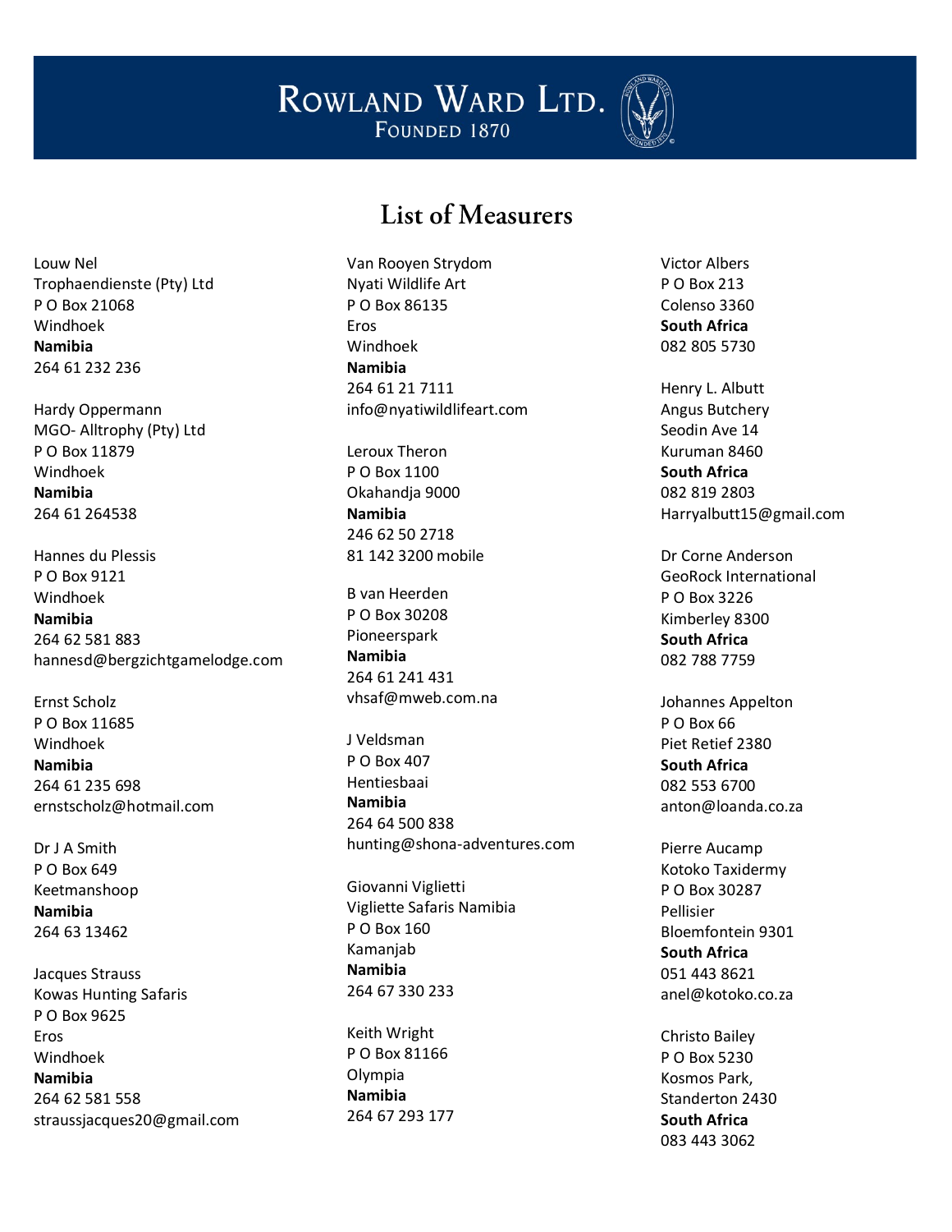# List of Measurers

Louw Nel
Trophaendienste (Pty) Ltd
P O Box 21068
Windhoek
**Namibia**
264 61 232 236

Hardy Oppermann
MGO- Alltrophy (Pty) Ltd
P O Box 11879
Windhoek
**Namibia**
264 61 264538

Hannes du Plessis
P O Box 9121
Windhoek
**Namibia**
264 62 581 883
hannesd@bergzichtgamelodge.com

Ernst Scholz
P O Box 11685
Windhoek
**Namibia**
264 61 235 698
ernstscholz@hotmail.com

Dr J A Smith
P O Box 649
Keetmanshoop
**Namibia**
264 63 13462

Jacques Strauss
Kowas Hunting Safaris
P O Box 9625
Eros
Windhoek
**Namibia**
264 62 581 558
straussjacques20@gmail.com

Van Rooyen Strydom
Nyati Wildlife Art
P O Box 86135
Eros
Windhoek
**Namibia**
264 61 21 7111
info@nyatiwildlifeart.com

Leroux Theron
P O Box 1100
Okahandja 9000
**Namibia**
246 62 50 2718
81 142 3200 mobile

B van Heerden
P O Box 30208
Pioneerspark
**Namibia**
264 61 241 431
vhsaf@mweb.com.na

J Veldsman
P O Box 407
Hentiesbaai
**Namibia**
264 64 500 838
hunting@shona-adventures.com

Giovanni Viglietti
Vigliette Safaris Namibia
P O Box 160
Kamanjab
**Namibia**
264 67 330 233

Keith Wright
P O Box 81166
Olympia
**Namibia**
264 67 293 177

Victor Albers
P O Box 213
Colenso 3360
**South Africa**
082 805 5730

Henry L. Albutt
Angus Butchery
Seodin Ave 14
Kuruman 8460
**South Africa**
082 819 2803
Harryalbutt15@gmail.com

Dr Corne Anderson
GeoRock International
P O Box 3226
Kimberley 8300
**South Africa**
082 788 7759

Johannes Appelton
P O Box 66
Piet Retief 2380
**South Africa**
082 553 6700
anton@loanda.co.za

Pierre Aucamp
Kotoko Taxidermy
P O Box 30287
Pellisier
Bloemfontein 9301
**South Africa**
051 443 8621
anel@kotoko.co.za

Christo Bailey
P O Box 5230
Kosmos Park,
Standerton 2430
**South Africa**
083 443 3062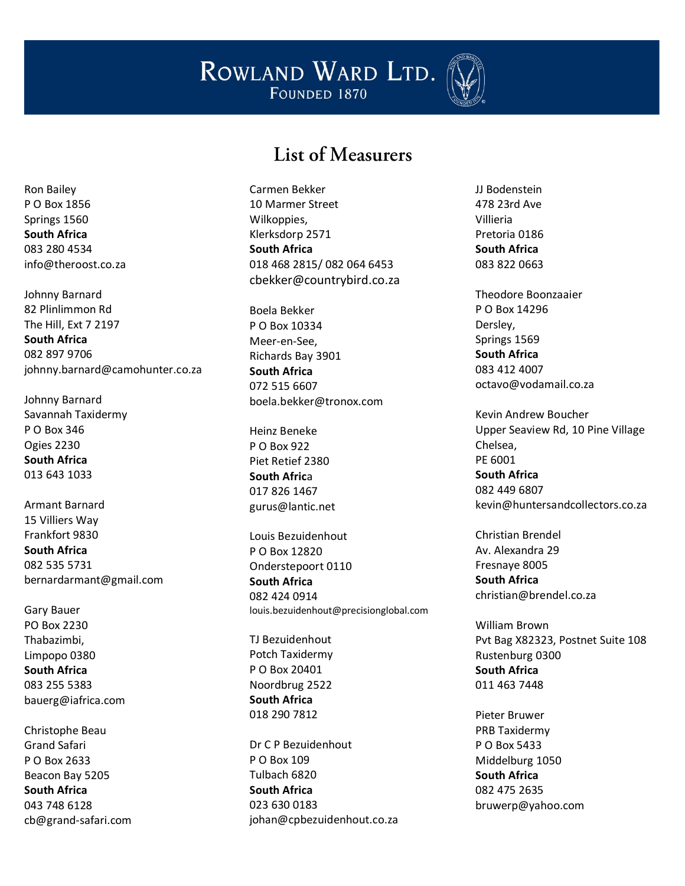# ROWLAND WARD LTD.

FOUNDED 1870

## List of Measurers

Ron Bailey
P O Box 1856
Springs 1560
**South Africa**
083 280 4534
info@theroost.co.za

Johnny Barnard
82 Plinlimmon Rd
The Hill, Ext 7 2197
**South Africa**
082 897 9706
johnny.barnard@camohunter.co.za

Johnny Barnard
Savannah Taxidermy
P O Box 346
Ogies 2230
**South Africa**
013 643 1033

Armant Barnard
15 Villiers Way
Frankfort 9830
**South Africa**
082 535 5731
bernardarmant@gmail.com

Gary Bauer
PO Box 2230
Thabazimbi,
Limpopo 0380
**South Africa**
083 255 5383
bauerg@iafrica.com

Christophe Beau
Grand Safari
P O Box 2633
Beacon Bay 5205
**South Africa**
043 748 6128
cb@grand-safari.com

Carmen Bekker
10 Marmer Street
Wilkoppies,
Klerksdorp 2571
**South Africa**
018 468 2815/ 082 064 6453
cbekker@countrybird.co.za

Boela Bekker
P O Box 10334
Meer-en-See,
Richards Bay 3901
**South Africa**
072 515 6607
boela.bekker@tronox.com

Heinz Beneke
P O Box 922
Piet Retief 2380
**South Africa**
017 826 1467
gurus@lantic.net

Louis Bezuidenhout
P O Box 12820
Onderstepoort 0110
**South Africa**
082 424 0914
louis.bezuidenhout@precisionglobal.com

TJ Bezuidenhout
Potch Taxidermy
P O Box 20401
Noordbrug 2522
**South Africa**
018 290 7812

Dr C P Bezuidenhout
P O Box 109
Tulbach 6820
**South Africa**
023 630 0183
johan@cpbezuidenhout.co.za

JJ Bodenstein
478 23rd Ave
Villieria
Pretoria 0186
**South Africa**
083 822 0663

Theodore Boonzaaier
P O Box 14296
Dersley,
Springs 1569
**South Africa**
083 412 4007
octavo@vodamail.co.za

Kevin Andrew Boucher
Upper Seaview Rd, 10 Pine Village
Chelsea,
PE 6001
**South Africa**
082 449 6807
kevin@huntersandcollectors.co.za

Christian Brendel
Av. Alexandra 29
Fresnaye 8005
**South Africa**
christian@brendel.co.za

William Brown
Pvt Bag X82323, Postnet Suite 108
Rustenburg 0300
**South Africa**
011 463 7448

Pieter Bruwer
PRB Taxidermy
P O Box 5433
Middelburg 1050
**South Africa**
082 475 2635
bruwerp@yahoo.com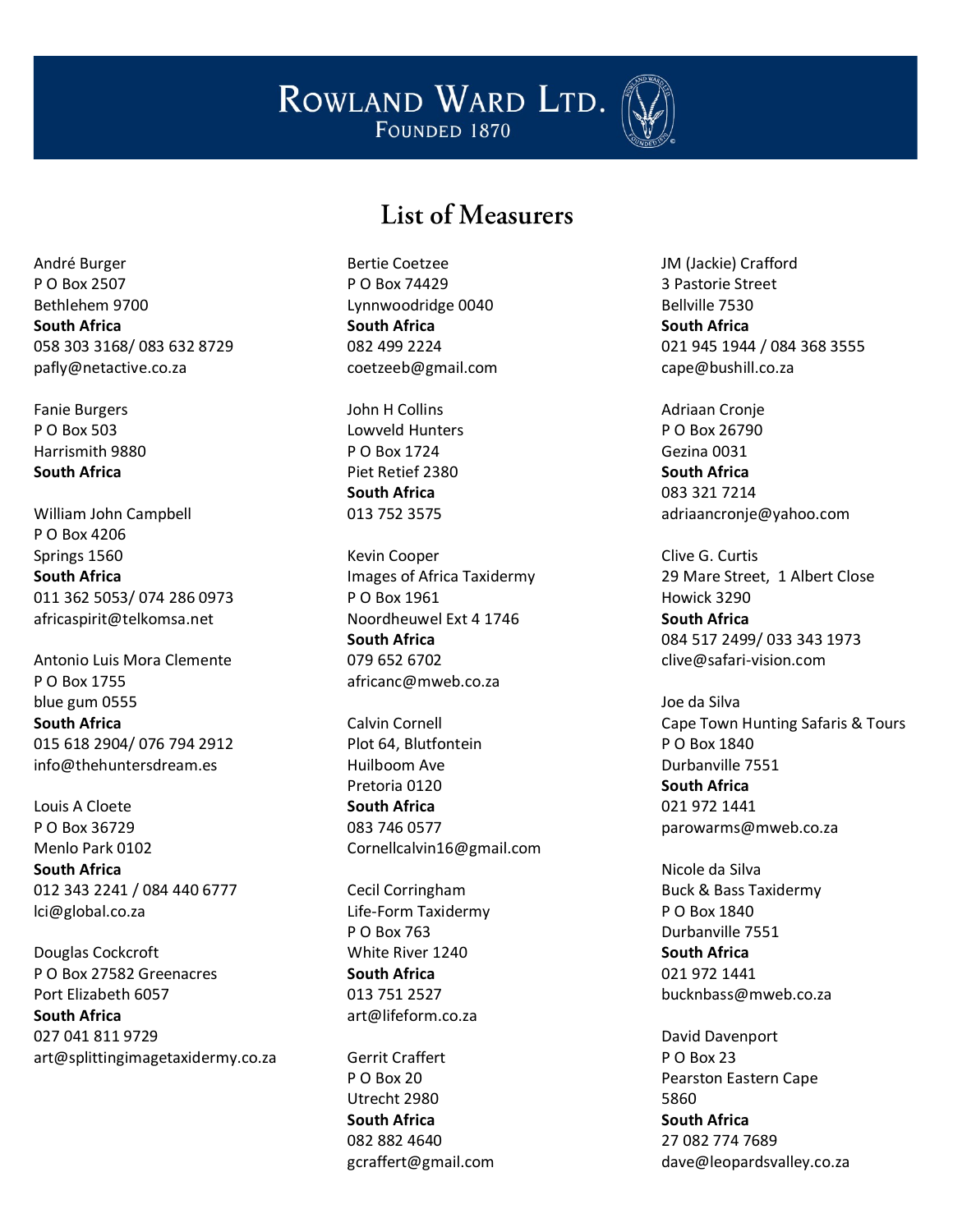# List of Measurers

André Burger
P O Box 2507
Bethlehem 9700
**South Africa**
058 303 3168/ 083 632 8729
pafly@netactive.co.za

Fanie Burgers
P O Box 503
Harrismith 9880
**South Africa**

William John Campbell
P O Box 4206
Springs 1560
**South Africa**
011 362 5053/ 074 286 0973
africaspirit@telkomsa.net

Antonio Luis Mora Clemente
P O Box 1755
blue gum 0555
**South Africa**
015 618 2904/ 076 794 2912
info@thehuntersdream.es

Louis A Cloete
P O Box 36729
Menlo Park 0102
**South Africa**
012 343 2241 / 084 440 6777
lci@global.co.za

Douglas Cockcroft
P O Box 27582 Greenacres
Port Elizabeth 6057
**South Africa**
027 041 811 9729
art@splittingimagetaxidermy.co.za

Bertie Coetzee
P O Box 74429
Lynnwoodridge 0040
**South Africa**
082 499 2224
coetzeeb@gmail.com

John H Collins
Lowveld Hunters
P O Box 1724
Piet Retief 2380
**South Africa**
013 752 3575

Kevin Cooper
Images of Africa Taxidermy
P O Box 1961
Noordheuwel Ext 4 1746
**South Africa**
079 652 6702
africanc@mweb.co.za

Calvin Cornell
Plot 64, Blutfontein
Huilboom Ave
Pretoria 0120
**South Africa**
083 746 0577
Cornellcalvin16@gmail.com

Cecil Corringham
Life-Form Taxidermy
P O Box 763
White River 1240
**South Africa**
013 751 2527
art@lifeform.co.za

Gerrit Craffert
P O Box 20
Utrecht 2980
**South Africa**
082 882 4640
gcraffert@gmail.com

JM (Jackie) Crafford
3 Pastorie Street
Bellville 7530
**South Africa**
021 945 1944 / 084 368 3555
cape@bushill.co.za

Adriaan Cronje
P O Box 26790
Gezina 0031
**South Africa**
083 321 7214
adriaancronje@yahoo.com

Clive G. Curtis
29 Mare Street, 1 Albert Close
Howick 3290
**South Africa**
084 517 2499/ 033 343 1973
clive@safari-vision.com

Joe da Silva
Cape Town Hunting Safaris & Tours
P O Box 1840
Durbanville 7551
**South Africa**
021 972 1441
parowarms@mweb.co.za

Nicole da Silva
Buck & Bass Taxidermy
P O Box 1840
Durbanville 7551
**South Africa**
021 972 1441
bucknbass@mweb.co.za

David Davenport
P O Box 23
Pearston Eastern Cape
5860
**South Africa**
27 082 774 7689
dave@leopardsvalley.co.za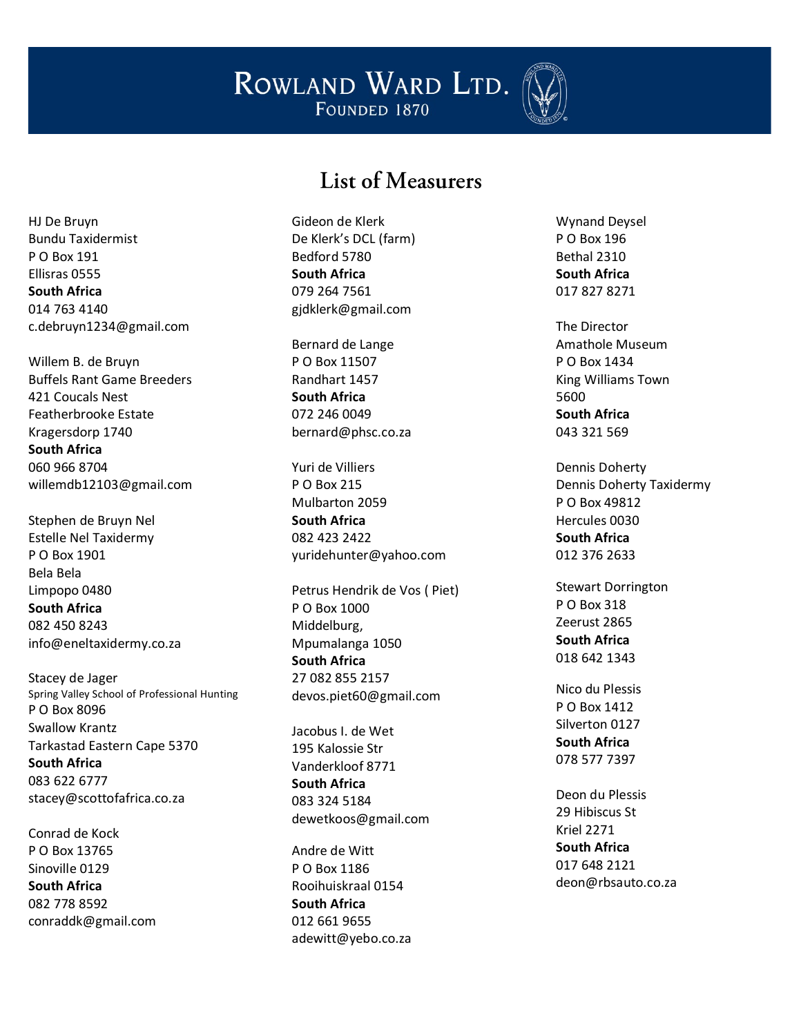# List of Measurers

HJ De Bruyn
Bundu Taxidermist
P O Box 191
Ellisras 0555
**South Africa**
014 763 4140
c.debruyn1234@gmail.com

Willem B. de Bruyn
Buffels Rant Game Breeders
421 Coucals Nest
Featherbrooke Estate
Kragersdorp 1740
**South Africa**
060 966 8704
willemdb12103@gmail.com

Stephen de Bruyn Nel
Estelle Nel Taxidermy
P O Box 1901
Bela Bela
Limpopo 0480
**South Africa**
082 450 8243
info@eneltaxidermy.co.za

Stacey de Jager
Spring Valley School of Professional Hunting
P O Box 8096
Swallow Krantz
Tarkastad Eastern Cape 5370
**South Africa**
083 622 6777
stacey@scottofafrica.co.za

Conrad de Kock
P O Box 13765
Sinoville 0129
**South Africa**
082 778 8592
conraddk@gmail.com

Gideon de Klerk
De Klerk's DCL (farm)
Bedford 5780
**South Africa**
079 264 7561
gjdklerk@gmail.com

Bernard de Lange
P O Box 11507
Randhart 1457
**South Africa**
072 246 0049
bernard@phsc.co.za

Yuri de Villiers
P O Box 215
Mulbarton 2059
**South Africa**
082 423 2422
yuridehunter@yahoo.com

Petrus Hendrik de Vos ( Piet)
P O Box 1000
Middelburg,
Mpumalanga 1050
**South Africa**
27 082 855 2157
devos.piet60@gmail.com

Jacobus I. de Wet
195 Kalossie Str
Vanderkloof 8771
**South Africa**
083 324 5184
dewetkoos@gmail.com

Andre de Witt
P O Box 1186
Rooihuiskraal 0154
**South Africa**
012 661 9655
adewitt@yebo.co.za

Wynand Deysel
P O Box 196
Bethal 2310
**South Africa**
017 827 8271

The Director
Amathole Museum
P O Box 1434
King Williams Town
5600
**South Africa**
043 321 569

Dennis Doherty
Dennis Doherty Taxidermy
P O Box 49812
Hercules 0030
**South Africa**
012 376 2633

Stewart Dorrington
P O Box 318
Zeerust 2865
**South Africa**
018 642 1343

Nico du Plessis
P O Box 1412
Silverton 0127
**South Africa**
078 577 7397

Deon du Plessis
29 Hibiscus St
Kriel 2271
**South Africa**
017 648 2121
deon@rbsauto.co.za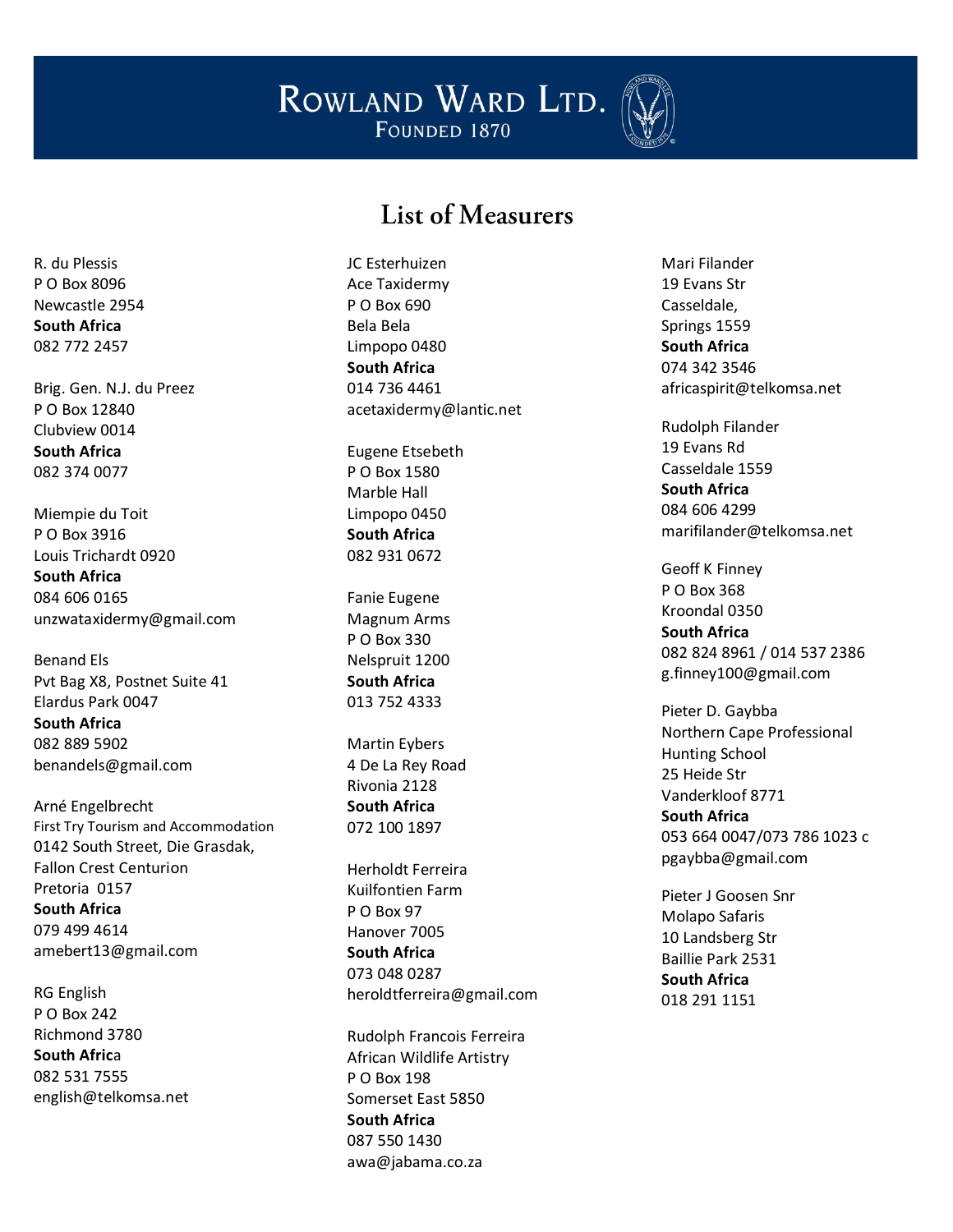ROWLAND WARD LTD.
FOUNDED 1870

# List of Measurers

R. du Plessis
P O Box 8096
Newcastle 2954
**South Africa**
082 772 2457

Brig. Gen. N.J. du Preez
P O Box 12840
Clubview 0014
**South Africa**
082 374 0077

Miempie du Toit
P O Box 3916
Louis Trichardt 0920
**South Africa**
084 606 0165
unzwataxidermy@gmail.com

Benand Els
Pvt Bag X8, Postnet Suite 41
Elardus Park 0047
**South Africa**
082 889 5902
benandels@gmail.com

Arné Engelbrecht
First Try Tourism and Accommodation
0142 South Street, Die Grasdak,
Fallon Crest Centurion
Pretoria 0157
**South Africa**
079 499 4614
amebert13@gmail.com

RG English
P O Box 242
Richmond 3780
**South Africa**
082 531 7555
english@telkomsa.net

JC Esterhuizen
Ace Taxidermy
P O Box 690
Bela Bela
Limpopo 0480
**South Africa**
014 736 4461
acetaxidermy@lantic.net

Eugene Etsebeth
P O Box 1580
Marble Hall
Limpopo 0450
**South Africa**
082 931 0672

Fanie Eugene
Magnum Arms
P O Box 330
Nelspruit 1200
**South Africa**
013 752 4333

Martin Eybers
4 De La Rey Road
Rivonia 2128
**South Africa**
072 100 1897

Herholdt Ferreira
Kuilfontien Farm
P O Box 97
Hanover 7005
**South Africa**
073 048 0287
heroldtferreira@gmail.com

Rudolph Francois Ferreira
African Wildlife Artistry
P O Box 198
Somerset East 5850
**South Africa**
087 550 1430
awa@jabama.co.za

Mari Filander
19 Evans Str
Casseldale,
Springs 1559
**South Africa**
074 342 3546
africaspirit@telkomsa.net

Rudolph Filander
19 Evans Rd
Casseldale 1559
**South Africa**
084 606 4299
marifilander@telkomsa.net

Geoff K Finney
P O Box 368
Kroondal 0350
**South Africa**
082 824 8961 / 014 537 2386
g.finney100@gmail.com

Pieter D. Gaybba
Northern Cape Professional
Hunting School
25 Heide Str
Vanderkloof 8771
**South Africa**
053 664 0047/073 786 1023 c
pgaybba@gmail.com

Pieter J Goosen Snr
Molapo Safaris
10 Landsberg Str
Baillie Park 2531
**South Africa**
018 291 1151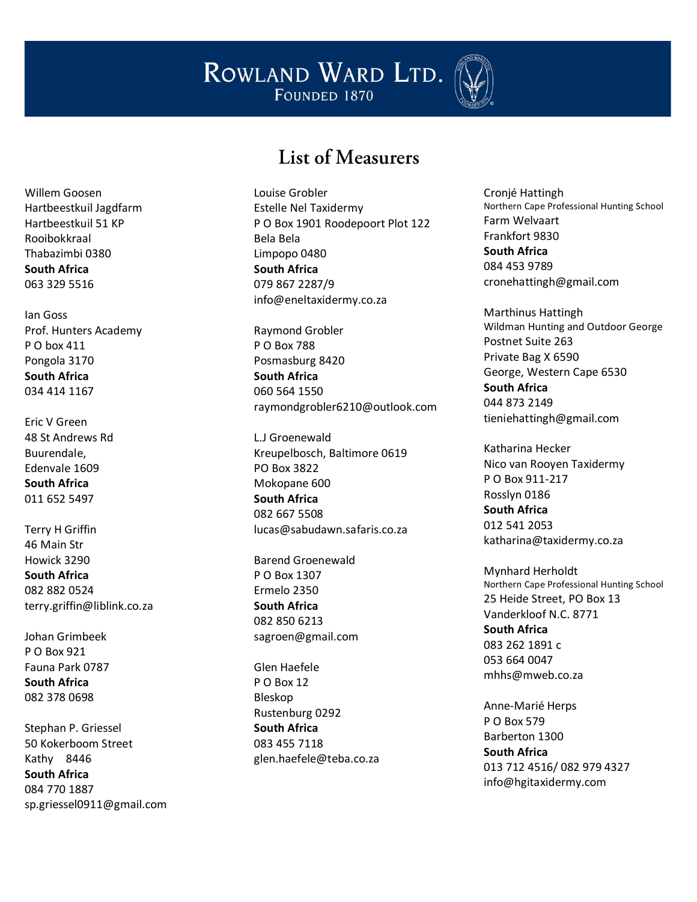# List of Measurers

Willem Goosen
Hartbeestkuil Jagdfarm
Hartbeestkuil 51 KP
Rooibokkraal
Thabazimbi 0380
**South Africa**
063 329 5516

Ian Goss
Prof. Hunters Academy
P O box 411
Pongola 3170
**South Africa**
034 414 1167

Eric V Green
48 St Andrews Rd
Buurendale,
Edenvale 1609
**South Africa**
011 652 5497

Terry H Griffin
46 Main Str
Howick 3290
**South Africa**
082 882 0524
terry.griffin@liblink.co.za

Johan Grimbeek
P O Box 921
Fauna Park 0787
**South Africa**
082 378 0698

Stephan P. Griessel
50 Kokerboom Street
Kathy 8446
**South Africa**
084 770 1887
sp.griessel0911@gmail.com

Louise Grobler
Estelle Nel Taxidermy
P O Box 1901 Roodepoort Plot 122
Bela Bela
Limpopo 0480
**South Africa**
079 867 2287/9
info@eneltaxidermy.co.za

Raymond Grobler
P O Box 788
Posmasburg 8420
**South Africa**
060 564 1550
raymondgrobler6210@outlook.com

L.J Groenewald
Kreupelbosch, Baltimore 0619
PO Box 3822
Mokopane 600
**South Africa**
082 667 5508
lucas@sabudawn.safaris.co.za

Barend Groenewald
P O Box 1307
Ermelo 2350
**South Africa**
082 850 6213
sagroen@gmail.com

Glen Haefele
P O Box 12
Bleskop
Rustenburg 0292
**South Africa**
083 455 7118
glen.haefele@teba.co.za

Cronjé Hattingh
Northern Cape Professional Hunting School
Farm Welvaart
Frankfort 9830
**South Africa**
084 453 9789
cronehattingh@gmail.com

Marthinus Hattingh
Wildman Hunting and Outdoor George
Postnet Suite 263
Private Bag X 6590
George, Western Cape 6530
**South Africa**
044 873 2149
tieniehattingh@gmail.com

Katharina Hecker
Nico van Rooyen Taxidermy
P O Box 911-217
Rosslyn 0186
**South Africa**
012 541 2053
katharina@taxidermy.co.za

Mynhard Herholdt
Northern Cape Professional Hunting School
25 Heide Street, PO Box 13
Vanderkloof N.C. 8771
**South Africa**
083 262 1891 c
053 664 0047
mhhs@mweb.co.za

Anne-Marié Herps
P O Box 579
Barberton 1300
**South Africa**
013 712 4516/ 082 979 4327
info@hgitaxidermy.com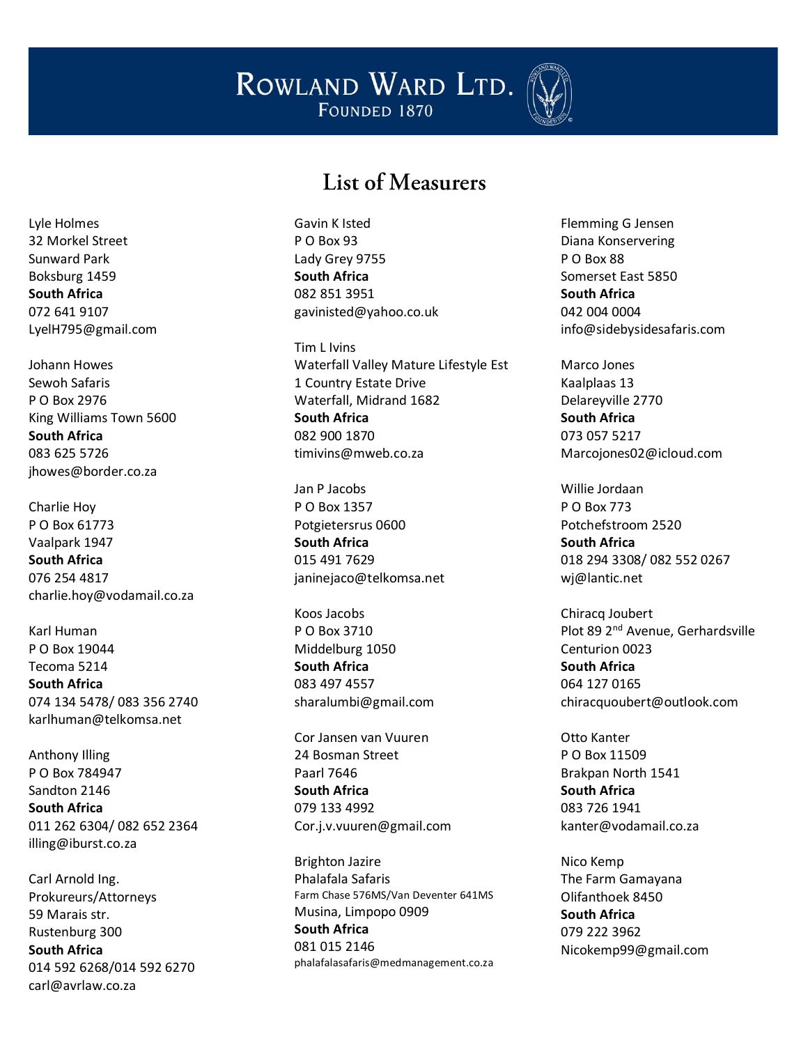ROWLAND WARD LTD.
FOUNDED 1870

# List of Measurers

Lyle Holmes
32 Morkel Street
Sunward Park
Boksburg 1459
**South Africa**
072 641 9107
LyelH795@gmail.com

Johann Howes
Sewoh Safaris
P O Box 2976
King Williams Town 5600
**South Africa**
083 625 5726
jhowes@border.co.za

Charlie Hoy
P O Box 61773
Vaalpark 1947
**South Africa**
076 254 4817
charlie.hoy@vodamail.co.za

Karl Human
P O Box 19044
Tecoma 5214
**South Africa**
074 134 5478/ 083 356 2740
karlhuman@telkomsa.net

Anthony Illing
P O Box 784947
Sandton 2146
**South Africa**
011 262 6304/ 082 652 2364
illing@iburst.co.za

Carl Arnold Ing.
Prokureurs/Attorneys
59 Marais str.
Rustenburg 300
**South Africa**
014 592 6268/014 592 6270
carl@avrlaw.co.za

Gavin K Isted
P O Box 93
Lady Grey 9755
**South Africa**
082 851 3951
gavinisted@yahoo.co.uk

Tim L Ivins
Waterfall Valley Mature Lifestyle Est
1 Country Estate Drive
Waterfall, Midrand 1682
**South Africa**
082 900 1870
timivins@mweb.co.za

Jan P Jacobs
P O Box 1357
Potgietersrus 0600
**South Africa**
015 491 7629
janinejaco@telkomsa.net

Koos Jacobs
P O Box 3710
Middelburg 1050
**South Africa**
083 497 4557
sharalumbi@gmail.com

Cor Jansen van Vuuren
24 Bosman Street
Paarl 7646
**South Africa**
079 133 4992
Cor.j.v.vuuren@gmail.com

Brighton Jazire
Phalafala Safaris
Farm Chase 576MS/Van Deventer 641MS
Musina, Limpopo 0909
**South Africa**
081 015 2146
phalafalasafaris@medmanagement.co.za

Flemming G Jensen
Diana Konservering
P O Box 88
Somerset East 5850
**South Africa**
042 004 0004
info@sidebysidesafaris.com

Marco Jones
Kaalplaas 13
Delareyville 2770
**South Africa**
073 057 5217
Marcojones02@icloud.com

Willie Jordaan
P O Box 773
Potchefstroom 2520
**South Africa**
018 294 3308/ 082 552 0267
wj@lantic.net

Chiracq Joubert
Plot 89 2nd Avenue, Gerhardsville
Centurion 0023
**South Africa**
064 127 0165
chiracquoubert@outlook.com

Otto Kanter
P O Box 11509
Brakpan North 1541
**South Africa**
083 726 1941
kanter@vodamail.co.za

Nico Kemp
The Farm Gamayana
Olifanthoek 8450
**South Africa**
079 222 3962
Nicokemp99@gmail.com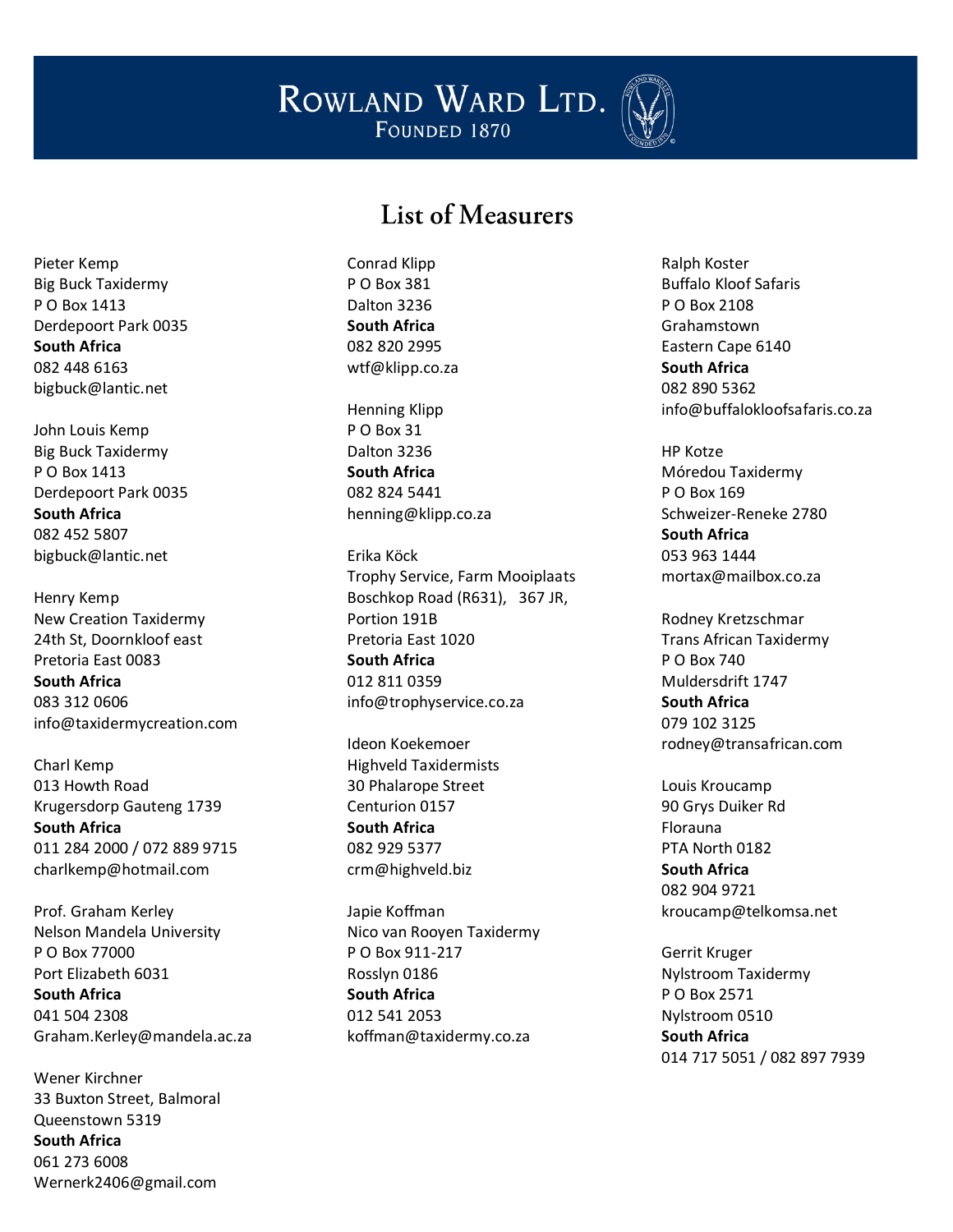# List of Measurers

Pieter Kemp
Big Buck Taxidermy
P O Box 1413
Derdepoort Park 0035
**South Africa**
082 448 6163
bigbuck@lantic.net

John Louis Kemp
Big Buck Taxidermy
P O Box 1413
Derdepoort Park 0035
**South Africa**
082 452 5807
bigbuck@lantic.net

Henry Kemp
New Creation Taxidermy
24th St, Doornkloof east
Pretoria East 0083
**South Africa**
083 312 0606
info@taxidermycreation.com

Charl Kemp
013 Howth Road
Krugersdorp Gauteng 1739
**South Africa**
011 284 2000 / 072 889 9715
charlkemp@hotmail.com

Prof. Graham Kerley
Nelson Mandela University
P O Box 77000
Port Elizabeth 6031
**South Africa**
041 504 2308
Graham.Kerley@mandela.ac.za

Wener Kirchner
33 Buxton Street, Balmoral
Queenstown 5319
**South Africa**
061 273 6008
Wernerk2406@gmail.com

Conrad Klipp
P O Box 381
Dalton 3236
**South Africa**
082 820 2995
wtf@klipp.co.za

Henning Klipp
P O Box 31
Dalton 3236
**South Africa**
082 824 5441
henning@klipp.co.za

Erika Köck
Trophy Service, Farm Mooiplaats
Boschkop Road (R631), 367 JR,
Portion 191B
Pretoria East 1020
**South Africa**
012 811 0359
info@trophyservice.co.za

Ideon Koekemoer
Highveld Taxidermists
30 Phalarope Street
Centurion 0157
**South Africa**
082 929 5377
crm@highveld.biz

Japie Koffman
Nico van Rooyen Taxidermy
P O Box 911-217
Rosslyn 0186
**South Africa**
012 541 2053
koffman@taxidermy.co.za

Ralph Koster
Buffalo Kloof Safaris
P O Box 2108
Grahamstown
Eastern Cape 6140
**South Africa**
082 890 5362
info@buffalokloofsafaris.co.za

HP Kotze
Móredou Taxidermy
P O Box 169
Schweizer-Reneke 2780
**South Africa**
053 963 1444
mortax@mailbox.co.za

Rodney Kretzschmar
Trans African Taxidermy
P O Box 740
Muldersdrift 1747
**South Africa**
079 102 3125
rodney@transafrican.com

Louis Kroucamp
90 Grys Duiker Rd
Florauna
PTA North 0182
**South Africa**
082 904 9721
kroucamp@telkomsa.net

Gerrit Kruger
Nylstroom Taxidermy
P O Box 2571
Nylstroom 0510
**South Africa**
014 717 5051 / 082 897 7939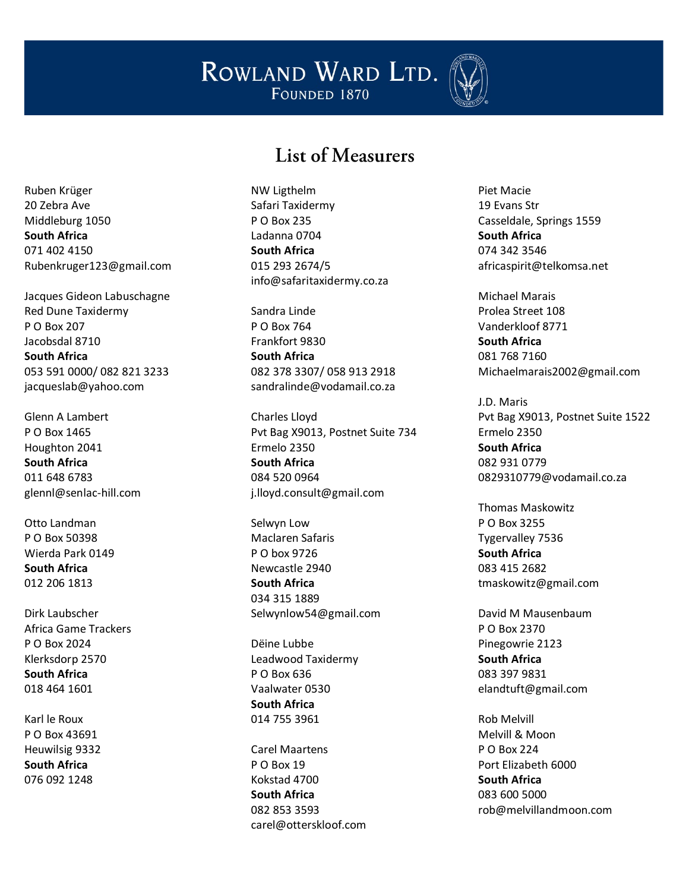# List of Measurers

Ruben Krüger
20 Zebra Ave
Middleburg 1050
**South Africa**
071 402 4150
Rubenkruger123@gmail.com

Jacques Gideon Labuschagne
Red Dune Taxidermy
P O Box 207
Jacobsdal 8710
**South Africa**
053 591 0000/ 082 821 3233
jacqueslab@yahoo.com

Glenn A Lambert
P O Box 1465
Houghton 2041
**South Africa**
011 648 6783
glennl@senlac-hill.com

Otto Landman
P O Box 50398
Wierda Park 0149
**South Africa**
012 206 1813

Dirk Laubscher
Africa Game Trackers
P O Box 2024
Klerksdorp 2570
**South Africa**
018 464 1601

Karl le Roux
P O Box 43691
Heuwilsig 9332
**South Africa**
076 092 1248

NW Ligthelm
Safari Taxidermy
P O Box 235
Ladanna 0704
**South Africa**
015 293 2674/5
info@safaritaxidermy.co.za

Sandra Linde
P O Box 764
Frankfort 9830
**South Africa**
082 378 3307/ 058 913 2918
sandralinde@vodamail.co.za

Charles Lloyd
Pvt Bag X9013, Postnet Suite 734
Ermelo 2350
**South Africa**
084 520 0964
j.lloyd.consult@gmail.com

Selwyn Low
Maclaren Safaris
P O box 9726
Newcastle 2940
**South Africa**
034 315 1889
Selwynlow54@gmail.com

Dëine Lubbe
Leadwood Taxidermy
P O Box 636
Vaalwater 0530
**South Africa**
014 755 3961

Carel Maartens
P O Box 19
Kokstad 4700
**South Africa**
082 853 3593
carel@otterskloof.com

Piet Macie
19 Evans Str
Casseldale, Springs 1559
**South Africa**
074 342 3546
africaspirit@telkomsa.net

Michael Marais
Prolea Street 108
Vanderkloof 8771
**South Africa**
081 768 7160
Michaelmarais2002@gmail.com

J.D. Maris
Pvt Bag X9013, Postnet Suite 1522
Ermelo 2350
**South Africa**
082 931 0779
0829310779@vodamail.co.za

Thomas Maskowitz
P O Box 3255
Tygervalley 7536
**South Africa**
083 415 2682
tmaskowitz@gmail.com

David M Mausenbaum
P O Box 2370
Pinegowrie 2123
**South Africa**
083 397 9831
elandtuft@gmail.com

Rob Melvill
Melvill & Moon
P O Box 224
Port Elizabeth 6000
**South Africa**
083 600 5000
rob@melvillandmoon.com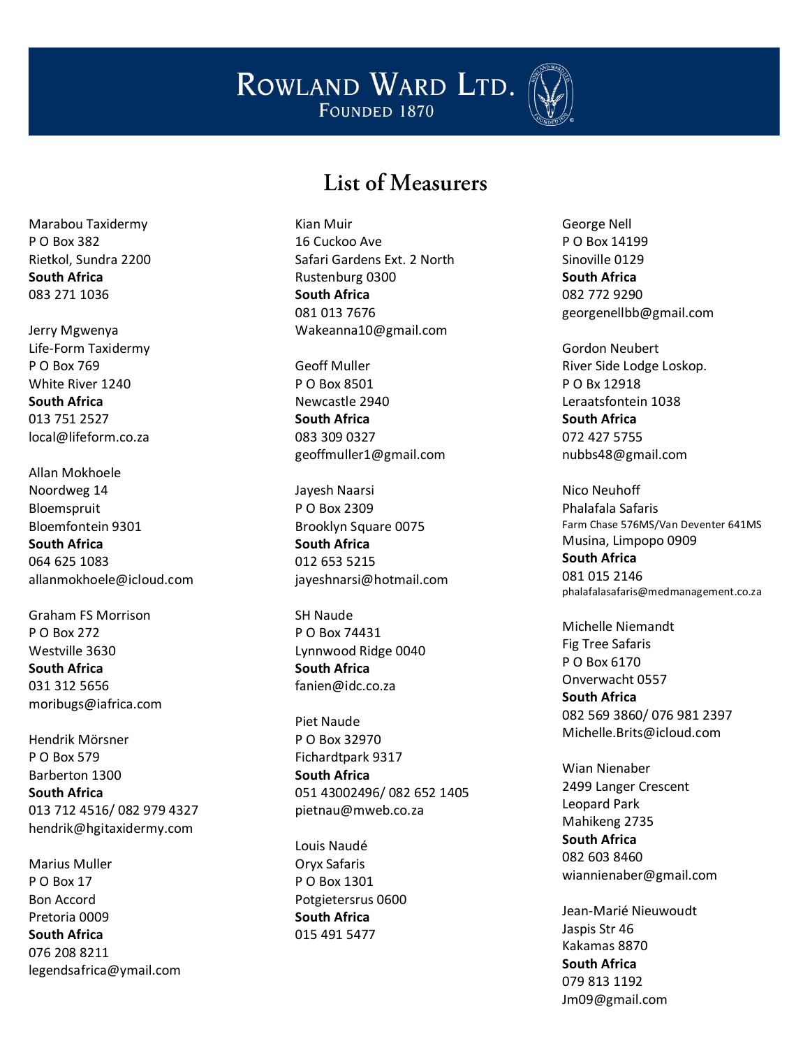# List of Measurers

Marabou Taxidermy
P O Box 382
Rietkol, Sundra 2200
**South Africa**
083 271 1036

Jerry Mgwenya
Life-Form Taxidermy
P O Box 769
White River 1240
**South Africa**
013 751 2527
local@lifeform.co.za

Allan Mokhoele
Noordweg 14
Bloemspruit
Bloemfontein 9301
**South Africa**
064 625 1083
allanmokhoele@icloud.com

Graham FS Morrison
P O Box 272
Westville 3630
**South Africa**
031 312 5656
moribugs@iafrica.com

Hendrik Mörsner
P O Box 579
Barberton 1300
**South Africa**
013 712 4516/ 082 979 4327
hendrik@hgitaxidermy.com

Marius Muller
P O Box 17
Bon Accord
Pretoria 0009
**South Africa**
076 208 8211
legendsafrica@ymail.com

Kian Muir
16 Cuckoo Ave
Safari Gardens Ext. 2 North
Rustenburg 0300
**South Africa**
081 013 7676
Wakeanna10@gmail.com

Geoff Muller
P O Box 8501
Newcastle 2940
**South Africa**
083 309 0327
geoffmuller1@gmail.com

Jayesh Naarsi
P O Box 2309
Brooklyn Square 0075
**South Africa**
012 653 5215
jayeshnarsi@hotmail.com

SH Naude
P O Box 74431
Lynnwood Ridge 0040
**South Africa**
fanien@idc.co.za

Piet Naude
P O Box 32970
Fichardtpark 9317
**South Africa**
051 43002496/ 082 652 1405
pietnau@mweb.co.za

Louis Naudé
Oryx Safaris
P O Box 1301
Potgietersrus 0600
**South Africa**
015 491 5477

George Nell
P O Box 14199
Sinoville 0129
**South Africa**
082 772 9290
georgenellbb@gmail.com

Gordon Neubert
River Side Lodge Loskop.
P O Bx 12918
Leraatsfontein 1038
**South Africa**
072 427 5755
nubbs48@gmail.com

Nico Neuhoff
Phalafala Safaris
Farm Chase 576MS/Van Deventer 641MS
Musina, Limpopo 0909
**South Africa**
081 015 2146
phalafalasafaris@medmanagement.co.za

Michelle Niemandt
Fig Tree Safaris
P O Box 6170
Onverwacht 0557
**South Africa**
082 569 3860/ 076 981 2397
Michelle.Brits@icloud.com

Wian Nienaber
2499 Langer Crescent
Leopard Park
Mahikeng 2735
**South Africa**
082 603 8460
wiannienaber@gmail.com

Jean-Marié Nieuwoudt
Jaspis Str 46
Kakamas 8870
**South Africa**
079 813 1192
Jm09@gmail.com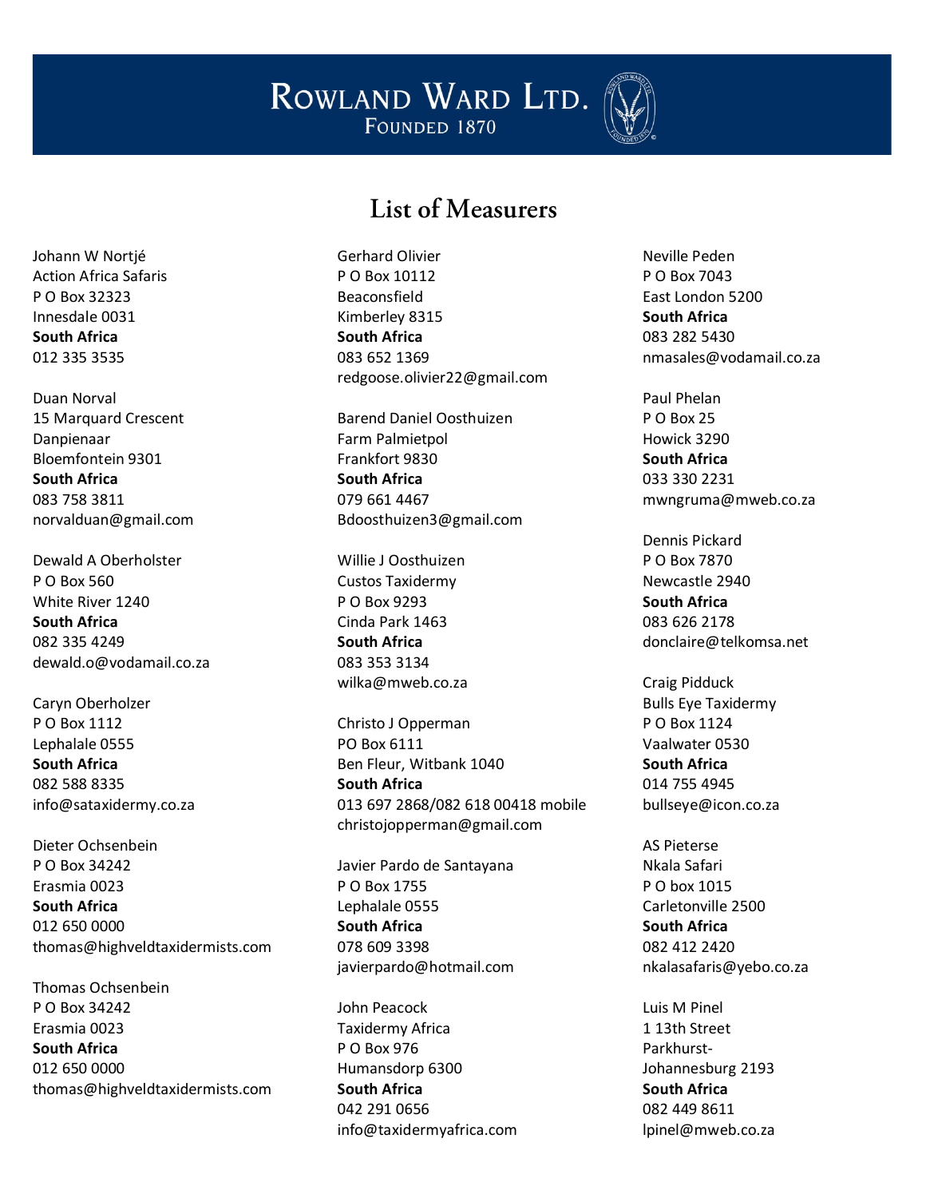# List of Measurers

Johann W Nortjé
Action Africa Safaris
P O Box 32323
Innesdale 0031
**South Africa**
012 335 3535

Duan Norval
15 Marquard Crescent
Danpienaar
Bloemfontein 9301
**South Africa**
083 758 3811
norvalduan@gmail.com

Dewald A Oberholster
P O Box 560
White River 1240
**South Africa**
082 335 4249
dewald.o@vodamail.co.za

Caryn Oberholzer
P O Box 1112
Lephalale 0555
**South Africa**
082 588 8335
info@sataxidermy.co.za

Dieter Ochsenbein
P O Box 34242
Erasmia 0023
**South Africa**
012 650 0000
thomas@highveldtaxidermists.com

Thomas Ochsenbein
P O Box 34242
Erasmia 0023
**South Africa**
012 650 0000
thomas@highveldtaxidermists.com

Gerhard Olivier
P O Box 10112
Beaconsfield
Kimberley 8315
**South Africa**
083 652 1369
redgoose.olivier22@gmail.com

Barend Daniel Oosthuizen
Farm Palmietpol
Frankfort 9830
**South Africa**
079 661 4467
Bdoosthuizen3@gmail.com

Willie J Oosthuizen
Custos Taxidermy
P O Box 9293
Cinda Park 1463
**South Africa**
083 353 3134
wilka@mweb.co.za

Christo J Opperman
PO Box 6111
Ben Fleur, Witbank 1040
**South Africa**
013 697 2868/082 618 00418 mobile
christojopperman@gmail.com

Javier Pardo de Santayana
P O Box 1755
Lephalale 0555
**South Africa**
078 609 3398
javierpardo@hotmail.com

John Peacock
Taxidermy Africa
P O Box 976
Humansdorp 6300
**South Africa**
042 291 0656
info@taxidermyafrica.com

Neville Peden
P O Box 7043
East London 5200
**South Africa**
083 282 5430
nmasales@vodamail.co.za

Paul Phelan
P O Box 25
Howick 3290
**South Africa**
033 330 2231
mwngruma@mweb.co.za

Dennis Pickard
P O Box 7870
Newcastle 2940
**South Africa**
083 626 2178
donclaire@telkomsa.net

Craig Pidduck
Bulls Eye Taxidermy
P O Box 1124
Vaalwater 0530
**South Africa**
014 755 4945
bullseye@icon.co.za

AS Pieterse
Nkala Safari
P O box 1015
Carletonville 2500
**South Africa**
082 412 2420
nkalasafaris@yebo.co.za

Luis M Pinel
1 13th Street
Parkhurst-
Johannesburg 2193
**South Africa**
082 449 8611
lpinel@mweb.co.za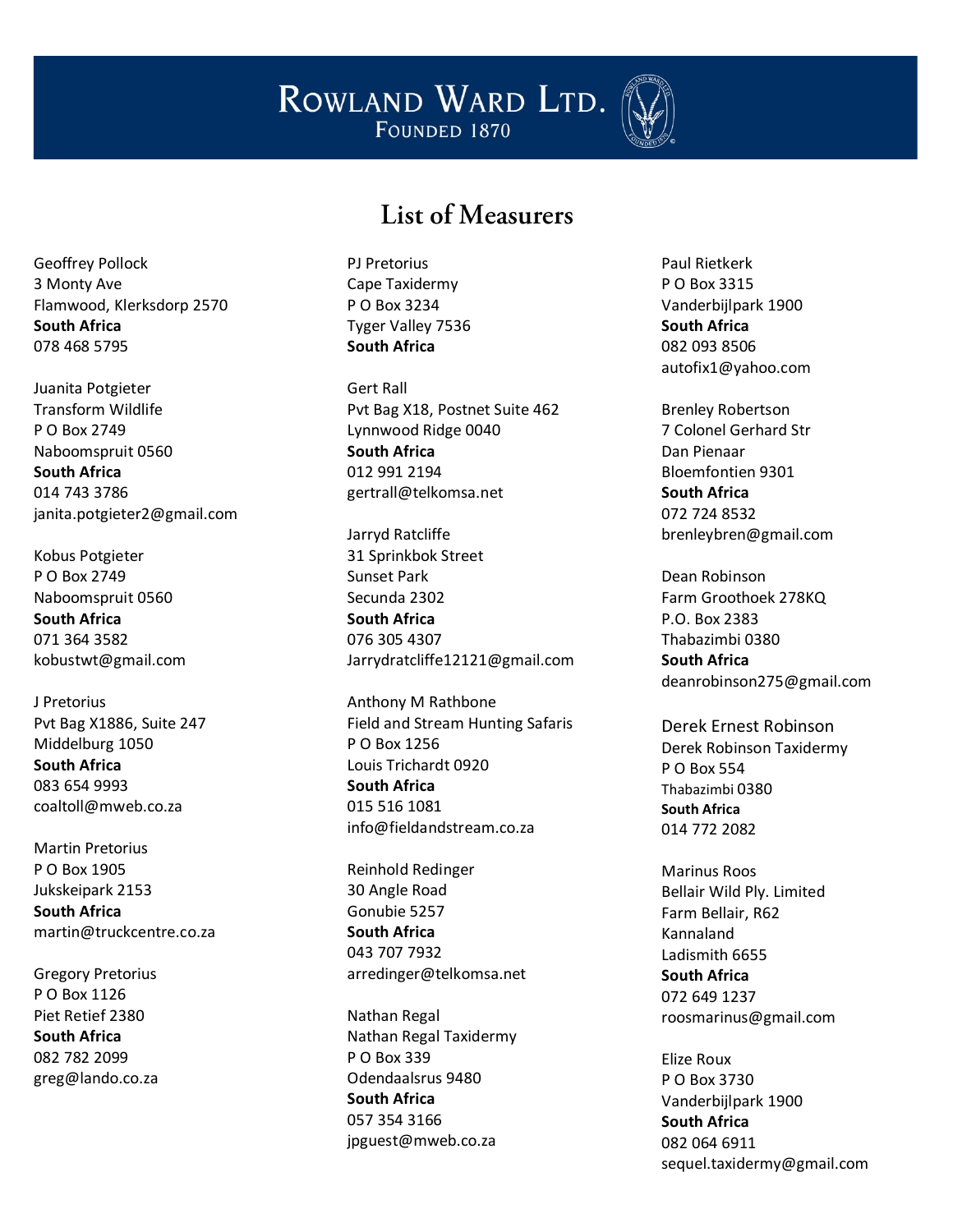# List of Measurers

Geoffrey Pollock
3 Monty Ave
Flamwood, Klerksdorp 2570
**South Africa**
078 468 5795

Juanita Potgieter
Transform Wildlife
P O Box 2749
Naboomspruit 0560
**South Africa**
014 743 3786
janita.potgieter2@gmail.com

Kobus Potgieter
P O Box 2749
Naboomspruit 0560
**South Africa**
071 364 3582
kobustwt@gmail.com

J Pretorius
Pvt Bag X1886, Suite 247
Middelburg 1050
**South Africa**
083 654 9993
coaltoll@mweb.co.za

Martin Pretorius
P O Box 1905
Jukskeipark 2153
**South Africa**
martin@truckcentre.co.za

Gregory Pretorius
P O Box 1126
Piet Retief 2380
**South Africa**
082 782 2099
greg@lando.co.za

PJ Pretorius
Cape Taxidermy
P O Box 3234
Tyger Valley 7536
**South Africa**

Gert Rall
Pvt Bag X18, Postnet Suite 462
Lynnwood Ridge 0040
**South Africa**
012 991 2194
gertrall@telkomsa.net

Jarryd Ratcliffe
31 Sprinkbok Street
Sunset Park
Secunda 2302
**South Africa**
076 305 4307
Jarrydratcliffe12121@gmail.com

Anthony M Rathbone
Field and Stream Hunting Safaris
P O Box 1256
Louis Trichardt 0920
**South Africa**
015 516 1081
info@fieldandstream.co.za

Reinhold Redinger
30 Angle Road
Gonubie 5257
**South Africa**
043 707 7932
arredinger@telkomsa.net

Nathan Regal
Nathan Regal Taxidermy
P O Box 339
Odendaalsrus 9480
**South Africa**
057 354 3166
jpguest@mweb.co.za

Paul Rietkerk
P O Box 3315
Vanderbijlpark 1900
**South Africa**
082 093 8506
autofix1@yahoo.com

Brenley Robertson
7 Colonel Gerhard Str
Dan Pienaar
Bloemfontien 9301
**South Africa**
072 724 8532
brenleybren@gmail.com

Dean Robinson
Farm Groothoek 278KQ
P.O. Box 2383
Thabazimbi 0380
**South Africa**
deanrobinson275@gmail.com

Derek Ernest Robinson
Derek Robinson Taxidermy
P O Box 554
Thabazimbi 0380
**South Africa**
014 772 2082

Marinus Roos
Bellair Wild Ply. Limited
Farm Bellair, R62
Kannaland
Ladismith 6655
**South Africa**
072 649 1237
roosmarinus@gmail.com

Elize Roux
P O Box 3730
Vanderbijlpark 1900
**South Africa**
082 064 6911
sequel.taxidermy@gmail.com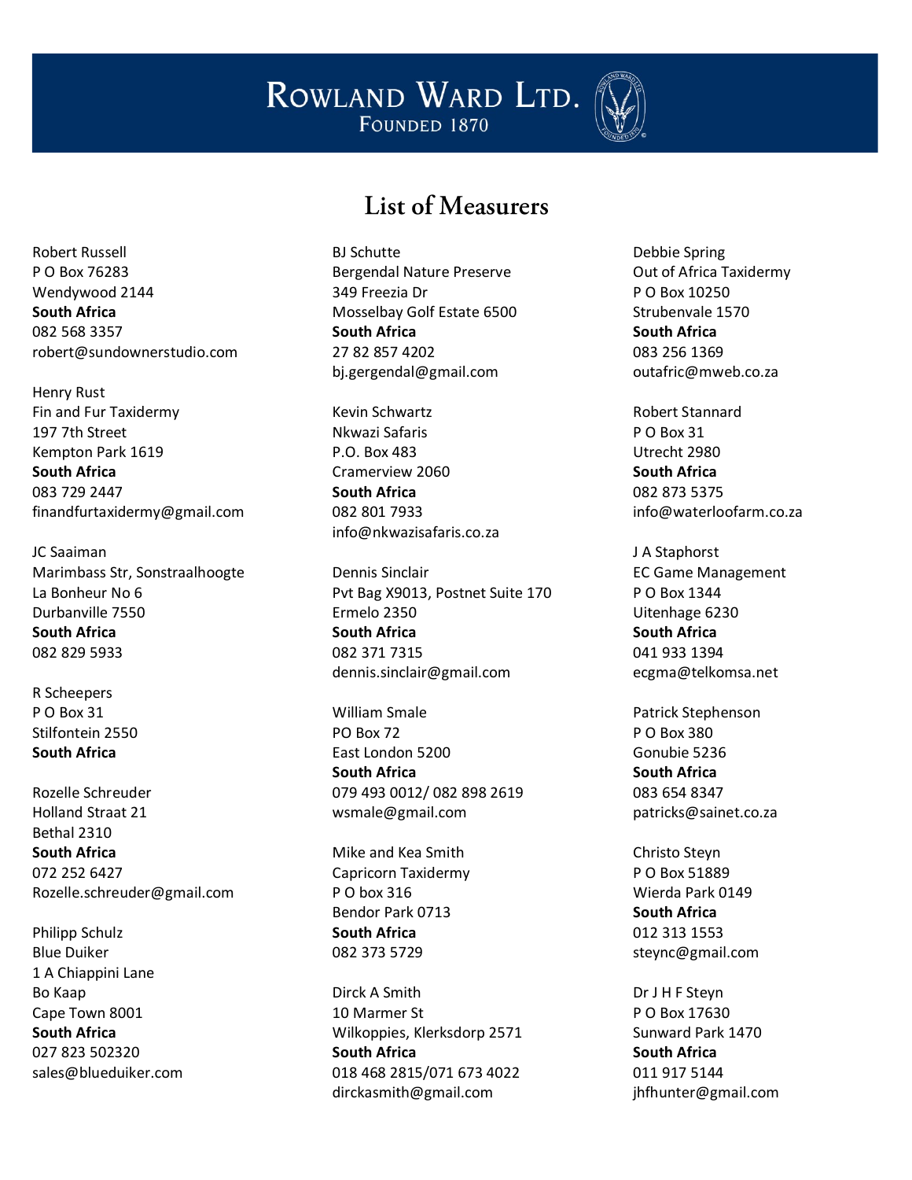# List of Measurers

Robert Russell
P O Box 76283
Wendywood 2144
**South Africa**
082 568 3357
robert@sundownerstudio.com

Henry Rust
Fin and Fur Taxidermy
197 7th Street
Kempton Park 1619
**South Africa**
083 729 2447
finandfurtaxidermy@gmail.com

JC Saaiman
Marimbass Str, Sonstraalhoogte
La Bonheur No 6
Durbanville 7550
**South Africa**
082 829 5933

R Scheepers
P O Box 31
Stilfontein 2550
**South Africa**

Rozelle Schreuder
Holland Straat 21
Bethal 2310
**South Africa**
072 252 6427
Rozelle.schreuder@gmail.com

Philipp Schulz
Blue Duiker
1 A Chiappini Lane
Bo Kaap
Cape Town 8001
**South Africa**
027 823 502320
sales@blueduiker.com

BJ Schutte
Bergendal Nature Preserve
349 Freezia Dr
Mosselbay Golf Estate 6500
**South Africa**
27 82 857 4202
bj.gergendal@gmail.com

Kevin Schwartz
Nkwazi Safaris
P.O. Box 483
Cramerview 2060
**South Africa**
082 801 7933
info@nkwazisafaris.co.za

Dennis Sinclair
Pvt Bag X9013, Postnet Suite 170
Ermelo 2350
**South Africa**
082 371 7315
dennis.sinclair@gmail.com

William Smale
PO Box 72
East London 5200
**South Africa**
079 493 0012/ 082 898 2619
wsmale@gmail.com

Mike and Kea Smith
Capricorn Taxidermy
P O box 316
Bendor Park 0713
**South Africa**
082 373 5729

Dirck A Smith
10 Marmer St
Wilkoppies, Klerksdorp 2571
**South Africa**
018 468 2815/071 673 4022
dirckasmith@gmail.com

Debbie Spring
Out of Africa Taxidermy
P O Box 10250
Strubenvale 1570
**South Africa**
083 256 1369
outafric@mweb.co.za

Robert Stannard
P O Box 31
Utrecht 2980
**South Africa**
082 873 5375
info@waterloofarm.co.za

J A Staphorst
EC Game Management
P O Box 1344
Uitenhage 6230
**South Africa**
041 933 1394
ecgma@telkomsa.net

Patrick Stephenson
P O Box 380
Gonubie 5236
**South Africa**
083 654 8347
patricks@sainet.co.za

Christo Steyn
P O Box 51889
Wierda Park 0149
**South Africa**
012 313 1553
steync@gmail.com

Dr J H F Steyn
P O Box 17630
Sunward Park 1470
**South Africa**
011 917 5144
jhfhunter@gmail.com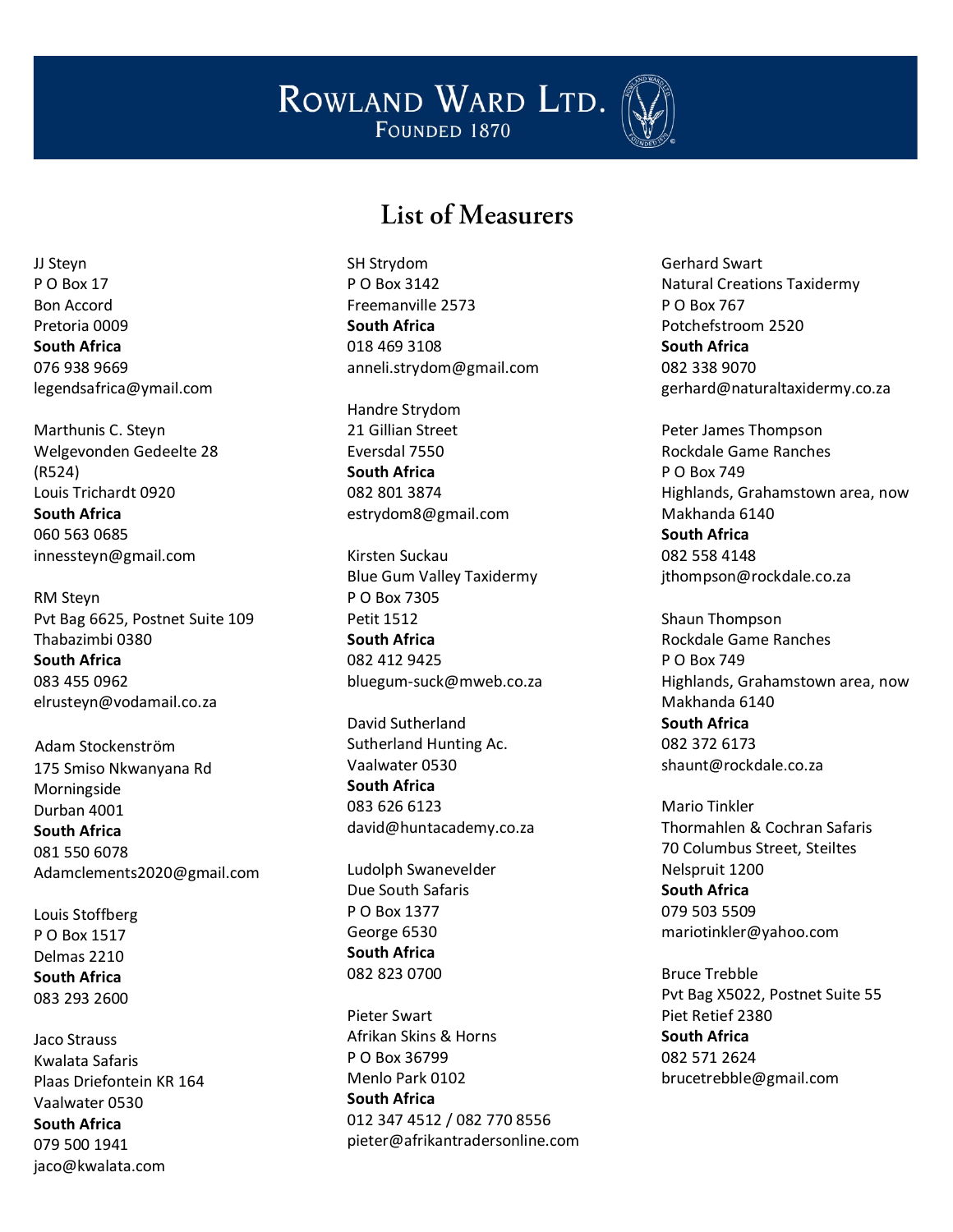# List of Measurers

JJ Steyn
P O Box 17
Bon Accord
Pretoria 0009
**South Africa**
076 938 9669
legendsafrica@ymail.com

Marthunis C. Steyn
Welgevonden Gedeelte 28
(R524)
Louis Trichardt 0920
**South Africa**
060 563 0685
innessteyn@gmail.com

RM Steyn
Pvt Bag 6625, Postnet Suite 109
Thabazimbi 0380
**South Africa**
083 455 0962
elrusteyn@vodamail.co.za

Adam Stockenström
175 Smiso Nkwanyana Rd
Morningside
Durban 4001
**South Africa**
081 550 6078
Adamclements2020@gmail.com

Louis Stoffberg
P O Box 1517
Delmas 2210
**South Africa**
083 293 2600

Jaco Strauss
Kwalata Safaris
Plaas Driefontein KR 164
Vaalwater 0530
**South Africa**
079 500 1941
jaco@kwalata.com

SH Strydom
P O Box 3142
Freemanville 2573
**South Africa**
018 469 3108
anneli.strydom@gmail.com

Handre Strydom
21 Gillian Street
Eversdal 7550
**South Africa**
082 801 3874
estrydom8@gmail.com

Kirsten Suckau
Blue Gum Valley Taxidermy
P O Box 7305
Petit 1512
**South Africa**
082 412 9425
bluegum-suck@mweb.co.za

David Sutherland
Sutherland Hunting Ac.
Vaalwater 0530
**South Africa**
083 626 6123
david@huntacademy.co.za

Ludolph Swanevelder
Due South Safaris
P O Box 1377
George 6530
**South Africa**
082 823 0700

Pieter Swart
Afrikan Skins & Horns
P O Box 36799
Menlo Park 0102
**South Africa**
012 347 4512 / 082 770 8556
pieter@afrikantradersonline.com

Gerhard Swart
Natural Creations Taxidermy
P O Box 767
Potchefstroom 2520
**South Africa**
082 338 9070
gerhard@naturaltaxidermy.co.za

Peter James Thompson
Rockdale Game Ranches
P O Box 749
Highlands, Grahamstown area, now Makhanda 6140
**South Africa**
082 558 4148
jthompson@rockdale.co.za

Shaun Thompson
Rockdale Game Ranches
P O Box 749
Highlands, Grahamstown area, now Makhanda 6140
**South Africa**
082 372 6173
shaunt@rockdale.co.za

Mario Tinkler
Thormahlen & Cochran Safaris
70 Columbus Street, Steiltes
Nelspruit 1200
**South Africa**
079 503 5509
mariotinkler@yahoo.com

Bruce Trebble
Pvt Bag X5022, Postnet Suite 55
Piet Retief 2380
**South Africa**
082 571 2624
brucetrebble@gmail.com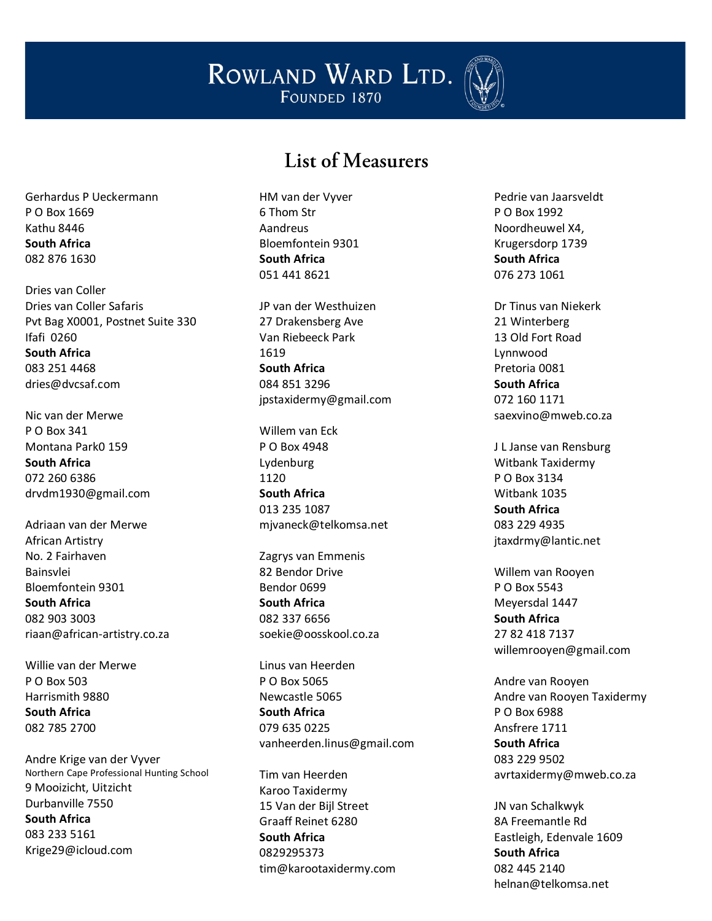# List of Measurers

Gerhardus P Ueckermann
P O Box 1669
Kathu 8446
**South Africa**
082 876 1630

Dries van Coller
Dries van Coller Safaris
Pvt Bag X0001, Postnet Suite 330
Ifafi 0260
**South Africa**
083 251 4468
dries@dvcsaf.com

Nic van der Merwe
P O Box 341
Montana Park0 159
**South Africa**
072 260 6386
drvdm1930@gmail.com

Adriaan van der Merwe
African Artistry
No. 2 Fairhaven
Bainsvlei
Bloemfontein 9301
**South Africa**
082 903 3003
riaan@african-artistry.co.za

Willie van der Merwe
P O Box 503
Harrismith 9880
**South Africa**
082 785 2700

Andre Krige van der Vyver
Northern Cape Professional Hunting School
9 Mooizicht, Uitzicht
Durbanville 7550
**South Africa**
083 233 5161
Krige29@icloud.com

HM van der Vyver
6 Thom Str
Aandreus
Bloemfontein 9301
**South Africa**
051 441 8621

JP van der Westhuizen
27 Drakensberg Ave
Van Riebeeck Park
1619
**South Africa**
084 851 3296
jpstaxidermy@gmail.com

Willem van Eck
P O Box 4948
Lydenburg
1120
**South Africa**
013 235 1087
mjvaneck@telkomsa.net

Zagrys van Emmenis
82 Bendor Drive
Bendor 0699
**South Africa**
082 337 6656
soekie@oosskool.co.za

Linus van Heerden
P O Box 5065
Newcastle 5065
**South Africa**
079 635 0225
vanheerden.linus@gmail.com

Tim van Heerden
Karoo Taxidermy
15 Van der Bijl Street
Graaff Reinet 6280
**South Africa**
0829295373
tim@karootaxidermy.com

Pedrie van Jaarsveldt
P O Box 1992
Noordheuwel X4,
Krugersdorp 1739
**South Africa**
076 273 1061

Dr Tinus van Niekerk
21 Winterberg
13 Old Fort Road
Lynnwood
Pretoria 0081
**South Africa**
072 160 1171
saexvino@mweb.co.za

J L Janse van Rensburg
Witbank Taxidermy
P O Box 3134
Witbank 1035
**South Africa**
083 229 4935
jtaxdrmy@lantic.net

Willem van Rooyen
P O Box 5543
Meyersdal 1447
**South Africa**
27 82 418 7137
willemrooyen@gmail.com

Andre van Rooyen
Andre van Rooyen Taxidermy
P O Box 6988
Ansfrere 1711
**South Africa**
083 229 9502
avrtaxidermy@mweb.co.za

JN van Schalkwyk
8A Freemantle Rd
Eastleigh, Edenvale 1609
**South Africa**
082 445 2140
helnan@telkomsa.net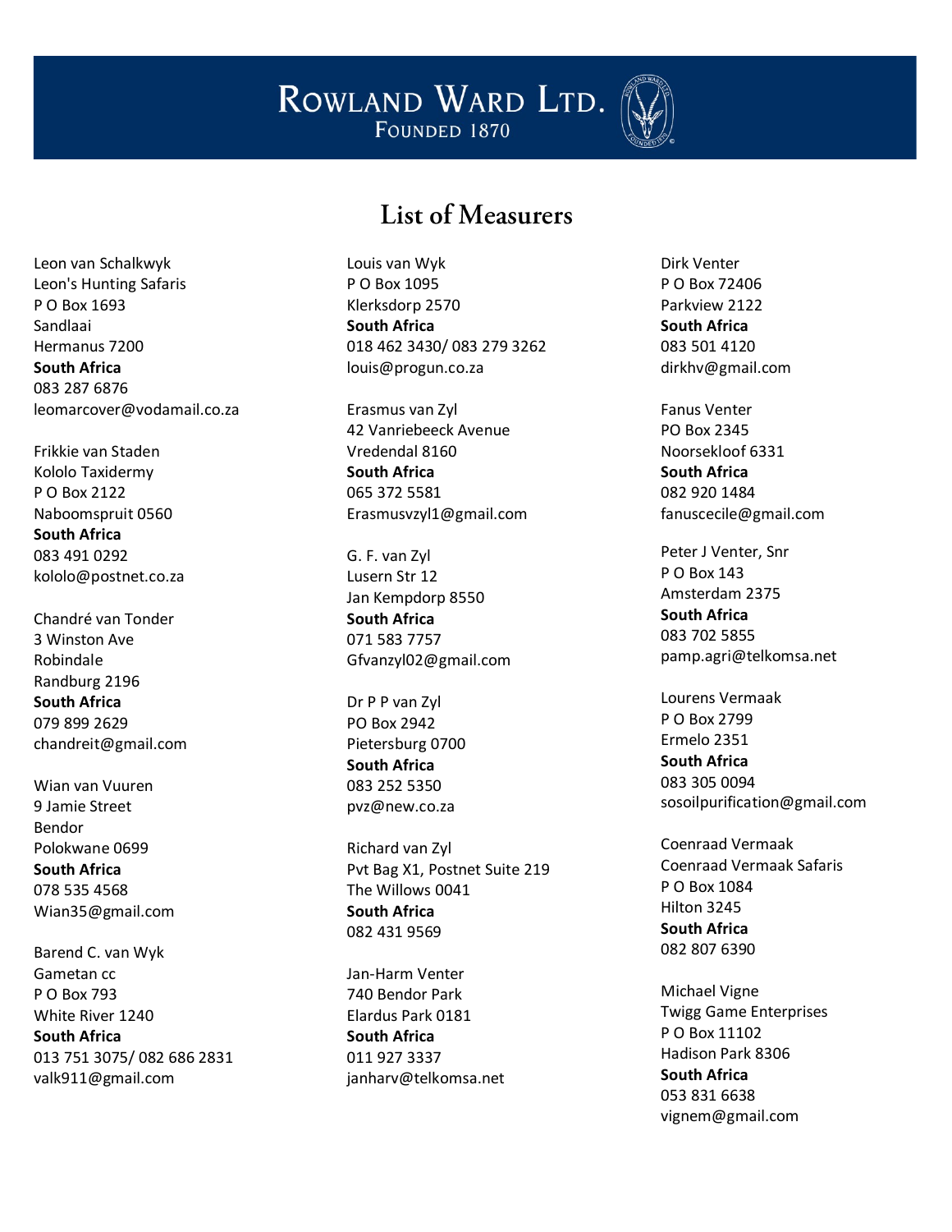# List of Measurers

Leon van Schalkwyk
Leon's Hunting Safaris
P O Box 1693
Sandlaai
Hermanus 7200
**South Africa**
083 287 6876
leomarcover@vodamail.co.za

Frikkie van Staden
Kololo Taxidermy
P O Box 2122
Naboomspruit 0560
**South Africa**
083 491 0292
kololo@postnet.co.za

Chandré van Tonder
3 Winston Ave
Robindale
Randburg 2196
**South Africa**
079 899 2629
chandreit@gmail.com

Wian van Vuuren
9 Jamie Street
Bendor
Polokwane 0699
**South Africa**
078 535 4568
Wian35@gmail.com

Barend C. van Wyk
Gametan cc
P O Box 793
White River 1240
**South Africa**
013 751 3075/ 082 686 2831
valk911@gmail.com

Louis van Wyk
P O Box 1095
Klerksdorp 2570
**South Africa**
018 462 3430/ 083 279 3262
louis@progun.co.za

Erasmus van Zyl
42 Vanriebeeck Avenue
Vredendal 8160
**South Africa**
065 372 5581
Erasmusvzyl1@gmail.com

G. F. van Zyl
Lusern Str 12
Jan Kempdorp 8550
**South Africa**
071 583 7757
Gfvanzyl02@gmail.com

Dr P P van Zyl
PO Box 2942
Pietersburg 0700
**South Africa**
083 252 5350
pvz@new.co.za

Richard van Zyl
Pvt Bag X1, Postnet Suite 219
The Willows 0041
**South Africa**
082 431 9569

Jan-Harm Venter
740 Bendor Park
Elardus Park 0181
**South Africa**
011 927 3337
janharv@telkomsa.net

Dirk Venter
P O Box 72406
Parkview 2122
**South Africa**
083 501 4120
dirkhv@gmail.com

Fanus Venter
PO Box 2345
Noorsekloof 6331
**South Africa**
082 920 1484
fanuscecile@gmail.com

Peter J Venter, Snr
P O Box 143
Amsterdam 2375
**South Africa**
083 702 5855
pamp.agri@telkomsa.net

Lourens Vermaak
P O Box 2799
Ermelo 2351
**South Africa**
083 305 0094
sosoilpurification@gmail.com

Coenraad Vermaak
Coenraad Vermaak Safaris
P O Box 1084
Hilton 3245
**South Africa**
082 807 6390

Michael Vigne
Twigg Game Enterprises
P O Box 11102
Hadison Park 8306
**South Africa**
053 831 6638
vignem@gmail.com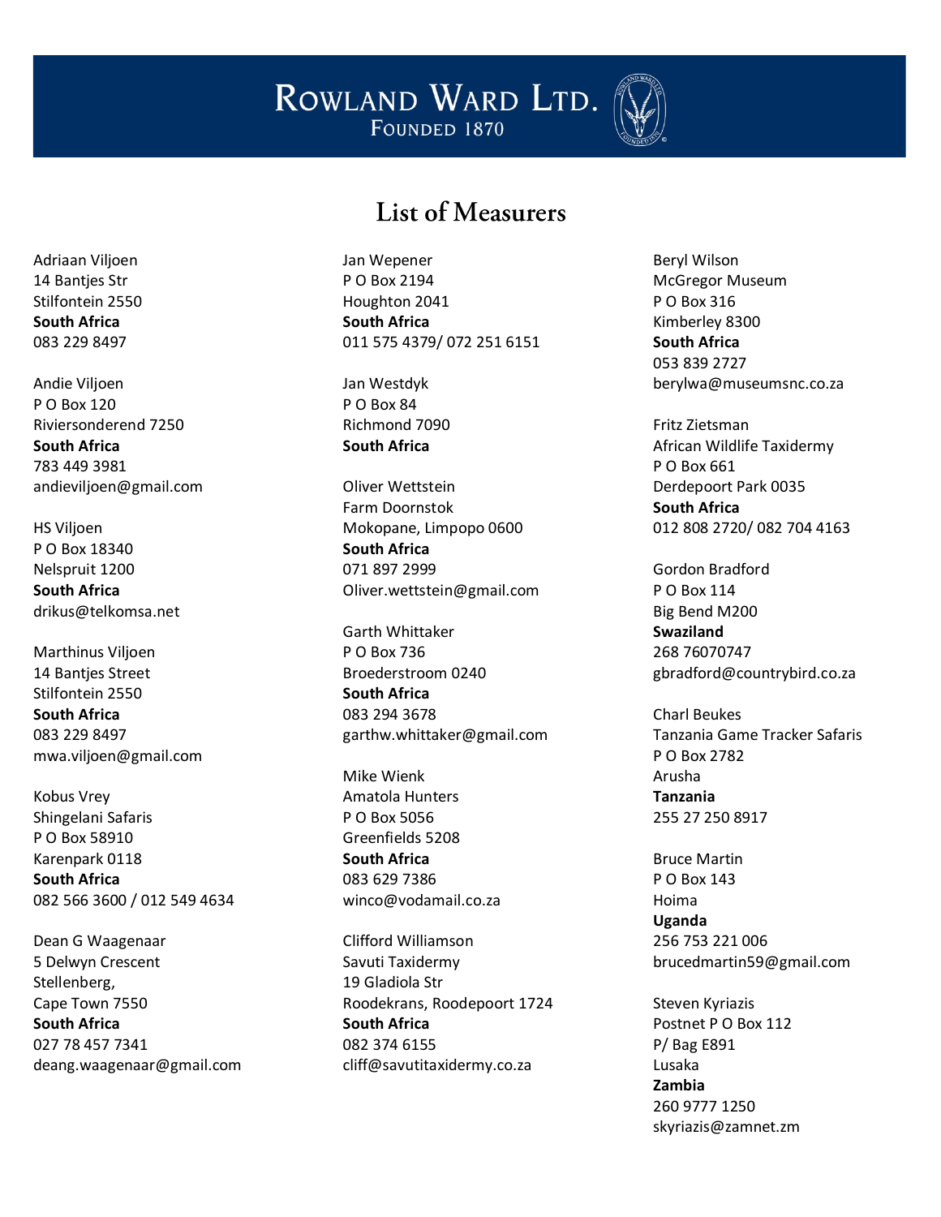# List of Measurers

Adriaan Viljoen
14 Bantjes Str
Stilfontein 2550
**South Africa**
083 229 8497

Andie Viljoen
P O Box 120
Riviersonderend 7250
**South Africa**
783 449 3981
andieviljoen@gmail.com

HS Viljoen
P O Box 18340
Nelspruit 1200
**South Africa**
drikus@telkomsa.net

Marthinus Viljoen
14 Bantjes Street
Stilfontein 2550
**South Africa**
083 229 8497
mwa.viljoen@gmail.com

Kobus Vrey
Shingelani Safaris
P O Box 58910
Karenpark 0118
**South Africa**
082 566 3600 / 012 549 4634

Dean G Waagenaar
5 Delwyn Crescent
Stellenberg,
Cape Town 7550
**South Africa**
027 78 457 7341
deang.waagenaar@gmail.com

Jan Wepener
P O Box 2194
Houghton 2041
**South Africa**
011 575 4379/ 072 251 6151

Jan Westdyk
P O Box 84
Richmond 7090
**South Africa**

Oliver Wettstein
Farm Doornstok
Mokopane, Limpopo 0600
**South Africa**
071 897 2999
Oliver.wettstein@gmail.com

Garth Whittaker
P O Box 736
Broederstroom 0240
**South Africa**
083 294 3678
garthw.whittaker@gmail.com

Mike Wienk
Amatola Hunters
P O Box 5056
Greenfields 5208
**South Africa**
083 629 7386
winco@vodamail.co.za

Clifford Williamson
Savuti Taxidermy
19 Gladiola Str
Roodekrans, Roodepoort 1724
**South Africa**
082 374 6155
cliff@savutitaxidermy.co.za

Beryl Wilson
McGregor Museum
P O Box 316
Kimberley 8300
**South Africa**
053 839 2727
berylwa@museumsnc.co.za

Fritz Zietsman
African Wildlife Taxidermy
P O Box 661
Derdepoort Park 0035
**South Africa**
012 808 2720/ 082 704 4163

Gordon Bradford
P O Box 114
Big Bend M200
**Swaziland**
268 76070747
gbradford@countrybird.co.za

Charl Beukes
Tanzania Game Tracker Safaris
P O Box 2782
Arusha
**Tanzania**
255 27 250 8917

Bruce Martin
P O Box 143
Hoima
**Uganda**
256 753 221 006
brucedmartin59@gmail.com

Steven Kyriazis
Postnet P O Box 112
P/ Bag E891
Lusaka
**Zambia**
260 9777 1250
skyriazis@zamnet.zm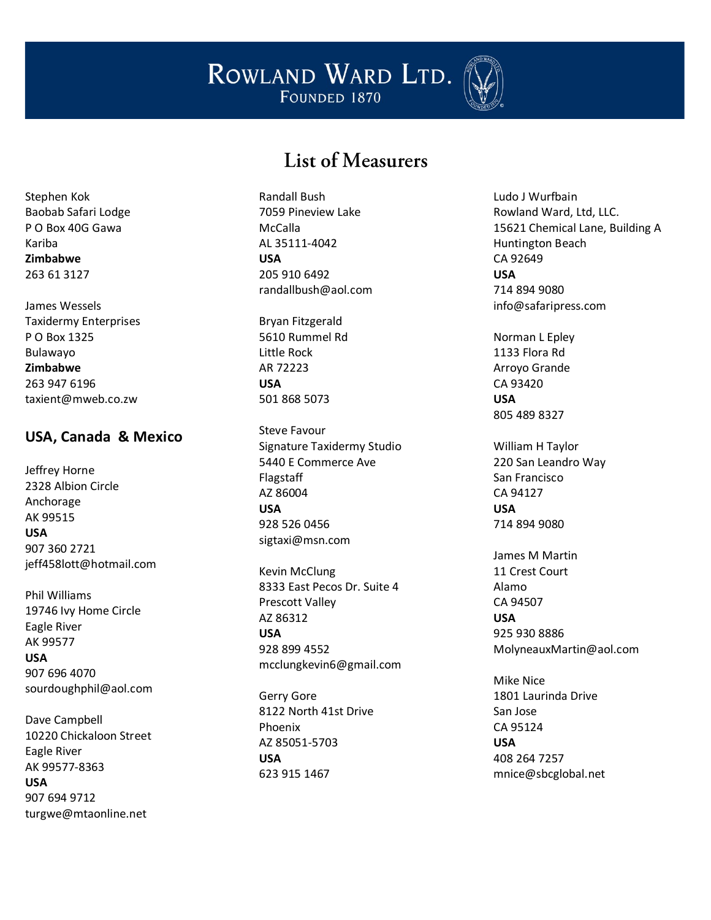# List of Measurers

Stephen Kok
Baobab Safari Lodge
P O Box 40G Gawa
Kariba
**Zimbabwe**
263 61 3127

James Wessels
Taxidermy Enterprises
P O Box 1325
Bulawayo
**Zimbabwe**
263 947 6196
taxient@mweb.co.zw

## USA, Canada & Mexico

Jeffrey Horne
2328 Albion Circle
Anchorage
AK 99515
**USA**
907 360 2721
jeff458lott@hotmail.com

Phil Williams
19746 Ivy Home Circle
Eagle River
AK 99577
**USA**
907 696 4070
sourdoughphil@aol.com

Dave Campbell
10220 Chickaloon Street
Eagle River
AK 99577-8363
**USA**
907 694 9712
turgwe@mtaonline.net

Randall Bush
7059 Pineview Lake
McCalla
AL 35111-4042
**USA**
205 910 6492
randallbush@aol.com

Bryan Fitzgerald
5610 Rummel Rd
Little Rock
AR 72223
**USA**
501 868 5073

Steve Favour
Signature Taxidermy Studio
5440 E Commerce Ave
Flagstaff
AZ 86004
**USA**
928 526 0456
sigtaxi@msn.com

Kevin McClung
8333 East Pecos Dr. Suite 4
Prescott Valley
AZ 86312
**USA**
928 899 4552
mcclungkevin6@gmail.com

Gerry Gore
8122 North 41st Drive
Phoenix
AZ 85051-5703
**USA**
623 915 1467

Ludo J Wurfbain
Rowland Ward, Ltd, LLC.
15621 Chemical Lane, Building A
Huntington Beach
CA 92649
**USA**
714 894 9080
info@safaripress.com

Norman L Epley
1133 Flora Rd
Arroyo Grande
CA 93420
**USA**
805 489 8327

William H Taylor
220 San Leandro Way
San Francisco
CA 94127
**USA**
714 894 9080

James M Martin
11 Crest Court
Alamo
CA 94507
**USA**
925 930 8886
MolyneauxMartin@aol.com

Mike Nice
1801 Laurinda Drive
San Jose
CA 95124
**USA**
408 264 7257
mnice@sbcglobal.net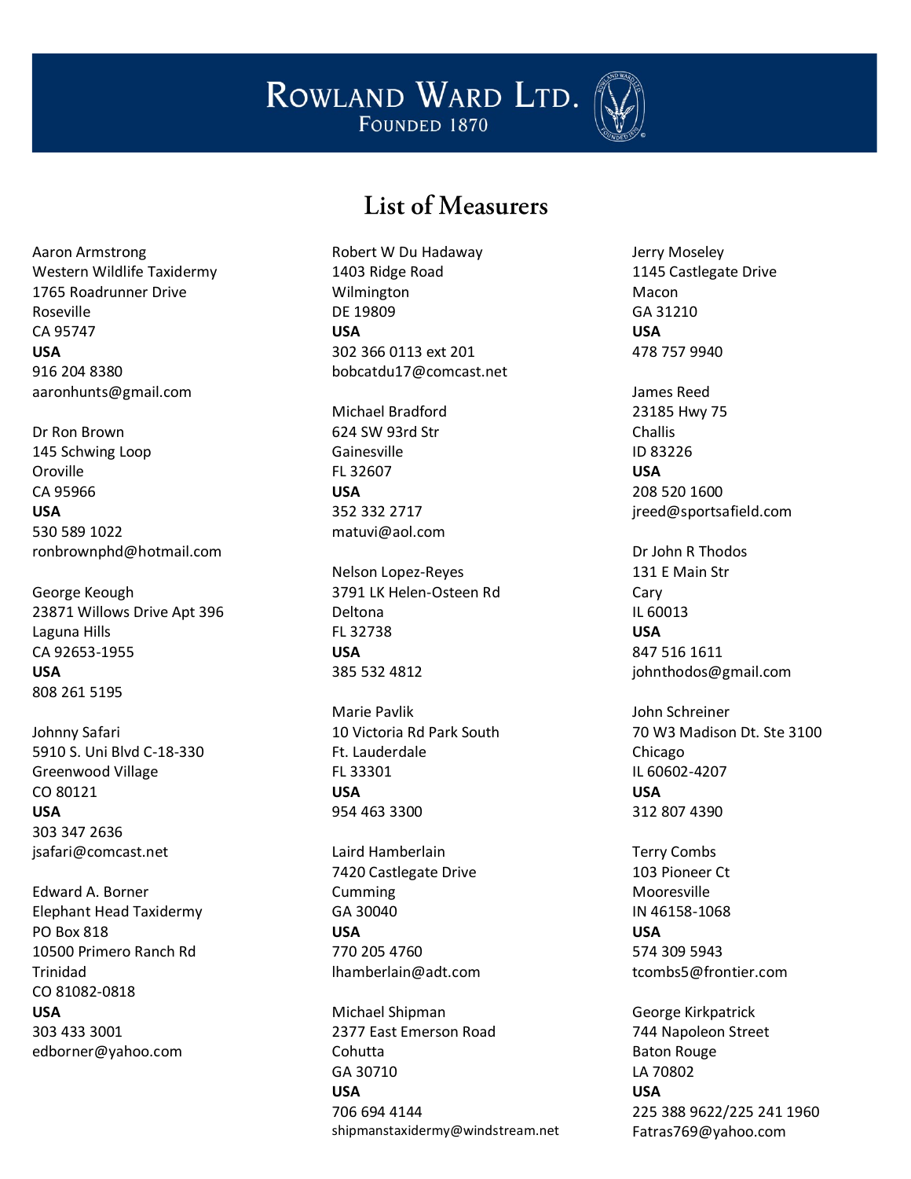# ROWLAND WARD LTD.

FOUNDED 1870

## List of Measurers

Aaron Armstrong
Western Wildlife Taxidermy
1765 Roadrunner Drive
Roseville
CA 95747
**USA**
916 204 8380
aaronhunts@gmail.com

Dr Ron Brown
145 Schwing Loop
Oroville
CA 95966
**USA**
530 589 1022
ronbrownphd@hotmail.com

George Keough
23871 Willows Drive Apt 396
Laguna Hills
CA 92653-1955
**USA**
808 261 5195

Johnny Safari
5910 S. Uni Blvd C-18-330
Greenwood Village
CO 80121
**USA**
303 347 2636
jsafari@comcast.net

Edward A. Borner
Elephant Head Taxidermy
PO Box 818
10500 Primero Ranch Rd
Trinidad
CO 81082-0818
**USA**
303 433 3001
edborner@yahoo.com

Robert W Du Hadaway
1403 Ridge Road
Wilmington
DE 19809
**USA**
302 366 0113 ext 201
bobcatdu17@comcast.net

Michael Bradford
624 SW 93rd Str
Gainesville
FL 32607
**USA**
352 332 2717
matuvi@aol.com

Nelson Lopez-Reyes
3791 LK Helen-Osteen Rd
Deltona
FL 32738
**USA**
385 532 4812

Marie Pavlik
10 Victoria Rd Park South
Ft. Lauderdale
FL 33301
**USA**
954 463 3300

Laird Hamberlain
7420 Castlegate Drive
Cumming
GA 30040
**USA**
770 205 4760
lhamberlain@adt.com

Michael Shipman
2377 East Emerson Road
Cohutta
GA 30710
**USA**
706 694 4144
shipmanstaxidermy@windstream.net

Jerry Moseley
1145 Castlegate Drive
Macon
GA 31210
**USA**
478 757 9940

James Reed
23185 Hwy 75
Challis
ID 83226
**USA**
208 520 1600
jreed@sportsafield.com

Dr John R Thodos
131 E Main Str
Cary
IL 60013
**USA**
847 516 1611
johnthodos@gmail.com

John Schreiner
70 W3 Madison Dt. Ste 3100
Chicago
IL 60602-4207
**USA**
312 807 4390

Terry Combs
103 Pioneer Ct
Mooresville
IN 46158-1068
**USA**
574 309 5943
tcombs5@frontier.com

George Kirkpatrick
744 Napoleon Street
Baton Rouge
LA 70802
**USA**
225 388 9622/225 241 1960
Fatras769@yahoo.com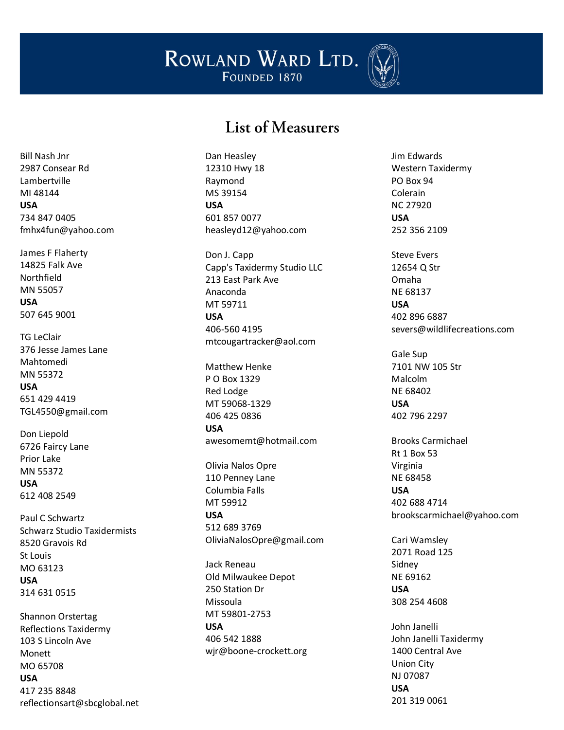# List of Measurers

Bill Nash Jnr
2987 Consear Rd
Lambertville
MI 48144
**USA**
734 847 0405
fmhx4fun@yahoo.com

James F Flaherty
14825 Falk Ave
Northfield
MN 55057
**USA**
507 645 9001

TG LeClair
376 Jesse James Lane
Mahtomedi
MN 55372
**USA**
651 429 4419
TGL4550@gmail.com

Don Liepold
6726 Faircy Lane
Prior Lake
MN 55372
**USA**
612 408 2549

Paul C Schwartz
Schwarz Studio Taxidermists
8520 Gravois Rd
St Louis
MO 63123
**USA**
314 631 0515

Shannon Orstertag
Reflections Taxidermy
103 S Lincoln Ave
Monett
MO 65708
**USA**
417 235 8848
reflectionsart@sbcglobal.net

Dan Heasley
12310 Hwy 18
Raymond
MS 39154
**USA**
601 857 0077
heasleyd12@yahoo.com

Don J. Capp
Capp's Taxidermy Studio LLC
213 East Park Ave
Anaconda
MT 59711
**USA**
406-560 4195
mtcougartracker@aol.com

Matthew Henke
P O Box 1329
Red Lodge
MT 59068-1329
406 425 0836
**USA**
awesomemt@hotmail.com

Olivia Nalos Opre
110 Penney Lane
Columbia Falls
MT 59912
**USA**
512 689 3769
OliviaNalosOpre@gmail.com

Jack Reneau
Old Milwaukee Depot
250 Station Dr
Missoula
MT 59801-2753
**USA**
406 542 1888
wjr@boone-crockett.org

Jim Edwards
Western Taxidermy
PO Box 94
Colerain
NC 27920
**USA**
252 356 2109

Steve Evers
12654 Q Str
Omaha
NE 68137
**USA**
402 896 6887
severs@wildlifecreations.com

Gale Sup
7101 NW 105 Str
Malcolm
NE 68402
**USA**
402 796 2297

Brooks Carmichael
Rt 1 Box 53
Virginia
NE 68458
**USA**
402 688 4714
brookscarmichael@yahoo.com

Cari Wamsley
2071 Road 125
Sidney
NE 69162
**USA**
308 254 4608

John Janelli
John Janelli Taxidermy
1400 Central Ave
Union City
NJ 07087
**USA**
201 319 0061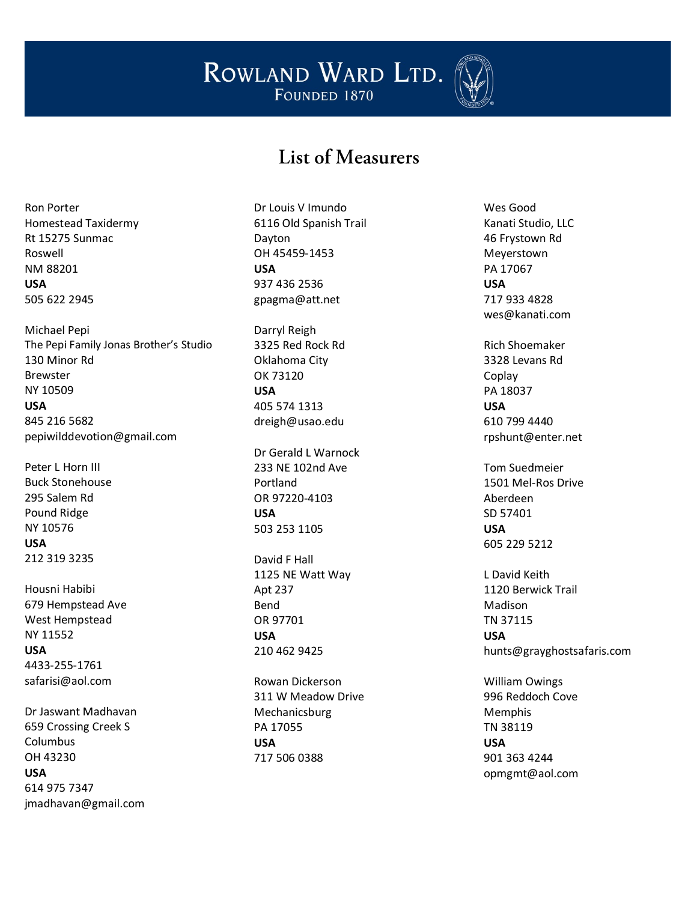# List of Measurers

Ron Porter
Homestead Taxidermy
Rt 15275 Sunmac
Roswell
NM 88201
**USA**
505 622 2945

Michael Pepi
The Pepi Family Jonas Brother's Studio
130 Minor Rd
Brewster
NY 10509
**USA**
845 216 5682
pepiwilddevotion@gmail.com

Peter L Horn III
Buck Stonehouse
295 Salem Rd
Pound Ridge
NY 10576
**USA**
212 319 3235

Housni Habibi
679 Hempstead Ave
West Hempstead
NY 11552
**USA**
4433-255-1761
safarisi@aol.com

Dr Jaswant Madhavan
659 Crossing Creek S
Columbus
OH 43230
**USA**
614 975 7347
jmadhavan@gmail.com

Dr Louis V Imundo
6116 Old Spanish Trail
Dayton
OH 45459-1453
**USA**
937 436 2536
gpagma@att.net

Darryl Reigh
3325 Red Rock Rd
Oklahoma City
OK 73120
**USA**
405 574 1313
dreigh@usao.edu

Dr Gerald L Warnock
233 NE 102nd Ave
Portland
OR 97220-4103
**USA**
503 253 1105

David F Hall
1125 NE Watt Way
Apt 237
Bend
OR 97701
**USA**
210 462 9425

Rowan Dickerson
311 W Meadow Drive
Mechanicsburg
PA 17055
**USA**
717 506 0388

Wes Good
Kanati Studio, LLC
46 Frystown Rd
Meyerstown
PA 17067
**USA**
717 933 4828
wes@kanati.com

Rich Shoemaker
3328 Levans Rd
Coplay
PA 18037
**USA**
610 799 4440
rpshunt@enter.net

Tom Suedmeier
1501 Mel-Ros Drive
Aberdeen
SD 57401
**USA**
605 229 5212

L David Keith
1120 Berwick Trail
Madison
TN 37115
**USA**
hunts@grayghostsafaris.com

William Owings
996 Reddoch Cove
Memphis
TN 38119
**USA**
901 363 4244
opmgmt@aol.com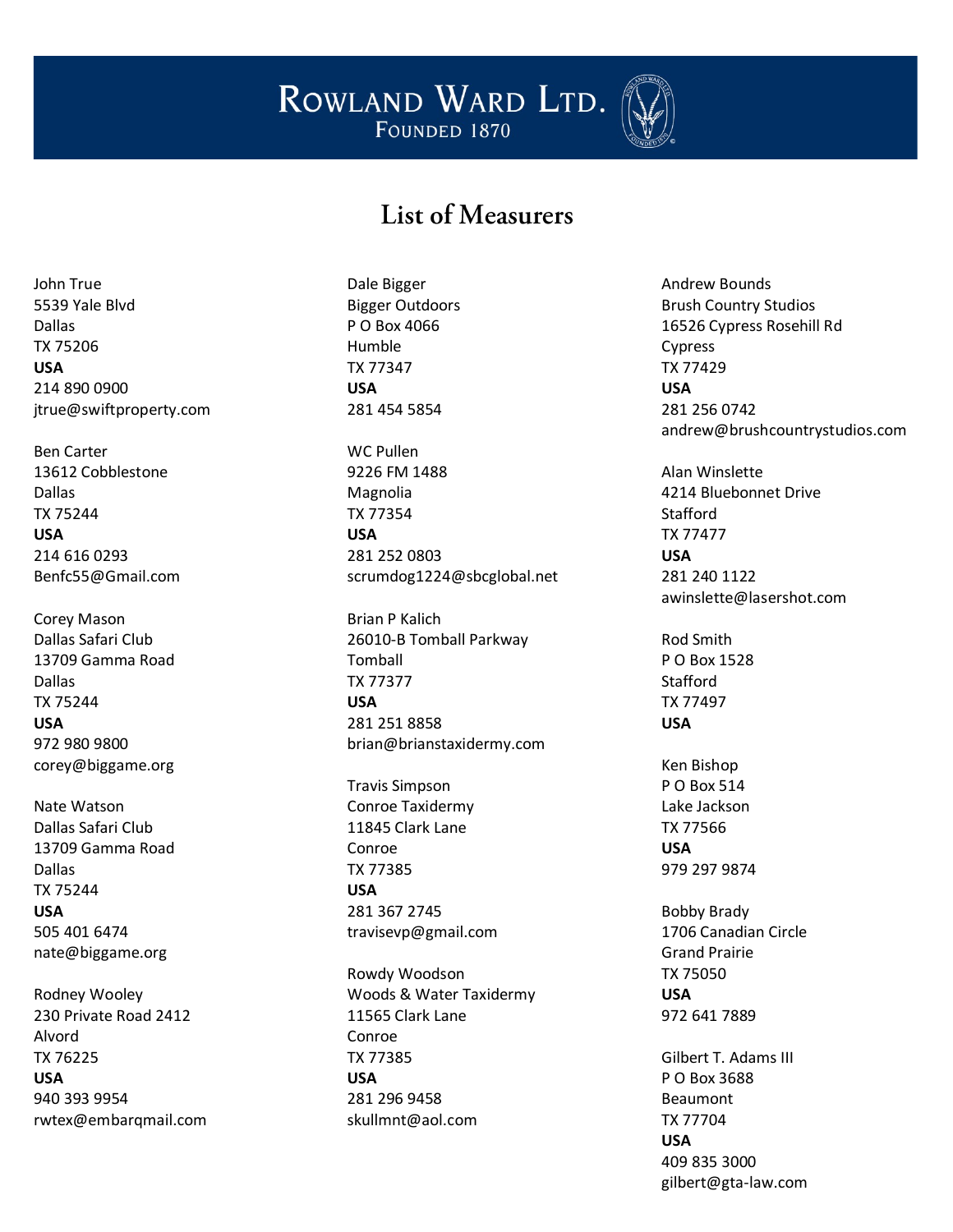# List of Measurers

John True
5539 Yale Blvd
Dallas
TX 75206
**USA**
214 890 0900
jtrue@swiftproperty.com

Ben Carter
13612 Cobblestone
Dallas
TX 75244
**USA**
214 616 0293
Benfc55@Gmail.com

Corey Mason
Dallas Safari Club
13709 Gamma Road
Dallas
TX 75244
**USA**
972 980 9800
corey@biggame.org

Nate Watson
Dallas Safari Club
13709 Gamma Road
Dallas
TX 75244
**USA**
505 401 6474
nate@biggame.org

Rodney Wooley
230 Private Road 2412
Alvord
TX 76225
**USA**
940 393 9954
rwtex@embarqmail.com

Dale Bigger
Bigger Outdoors
P O Box 4066
Humble
TX 77347
**USA**
281 454 5854

WC Pullen
9226 FM 1488
Magnolia
TX 77354
**USA**
281 252 0803
scrumdog1224@sbcglobal.net

Brian P Kalich
26010-B Tomball Parkway
Tomball
TX 77377
**USA**
281 251 8858
brian@brianstaxidermy.com

Travis Simpson
Conroe Taxidermy
11845 Clark Lane
Conroe
TX 77385
**USA**
281 367 2745
travisevp@gmail.com

Rowdy Woodson
Woods & Water Taxidermy
11565 Clark Lane
Conroe
TX 77385
**USA**
281 296 9458
skullmnt@aol.com

Andrew Bounds
Brush Country Studios
16526 Cypress Rosehill Rd
Cypress
TX 77429
**USA**
281 256 0742
andrew@brushcountrystudios.com

Alan Winslette
4214 Bluebonnet Drive
Stafford
TX 77477
**USA**
281 240 1122
awinslette@lasershot.com

Rod Smith
P O Box 1528
Stafford
TX 77497
**USA**

Ken Bishop
P O Box 514
Lake Jackson
TX 77566
**USA**
979 297 9874

Bobby Brady
1706 Canadian Circle
Grand Prairie
TX 75050
**USA**
972 641 7889

Gilbert T. Adams III
P O Box 3688
Beaumont
TX 77704
**USA**
409 835 3000
gilbert@gta-law.com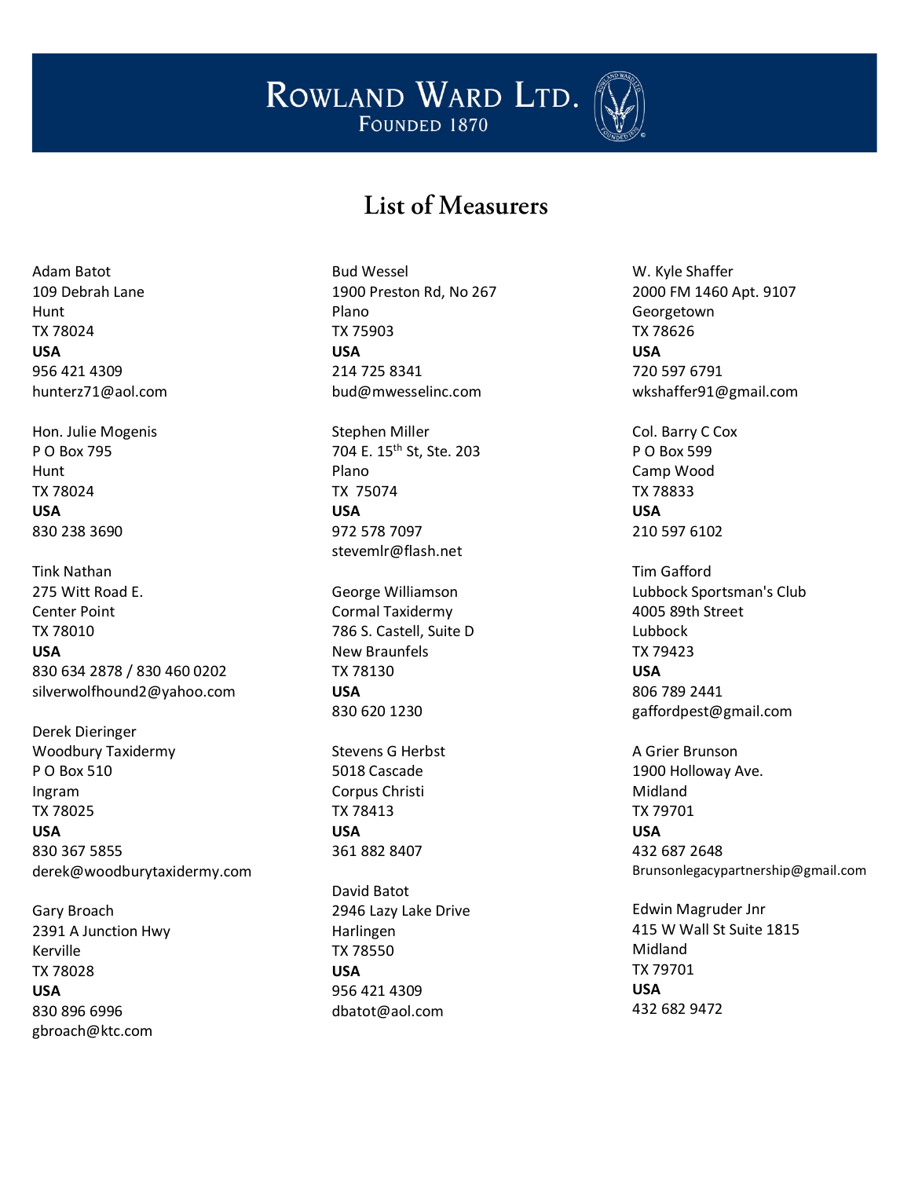# ROWLAND WARD LTD.

FOUNDED 1870

## List of Measurers

Adam Batot
109 Debrah Lane
Hunt
TX 78024
**USA**
956 421 4309
hunterz71@aol.com

Hon. Julie Mogenis
P O Box 795
Hunt
TX 78024
**USA**
830 238 3690

Tink Nathan
275 Witt Road E.
Center Point
TX 78010
**USA**
830 634 2878 / 830 460 0202
silverwolfhound2@yahoo.com

Derek Dieringer
Woodbury Taxidermy
P O Box 510
Ingram
TX 78025
**USA**
830 367 5855
derek@woodburytaxidermy.com

Gary Broach
2391 A Junction Hwy
Kerville
TX 78028
**USA**
830 896 6996
gbroach@ktc.com

Bud Wessel
1900 Preston Rd, No 267
Plano
TX 75903
**USA**
214 725 8341
bud@mwesselinc.com

Stephen Miller
704 E. 15th St, Ste. 203
Plano
TX 75074
**USA**
972 578 7097
stevemlr@flash.net

George Williamson
Cormal Taxidermy
786 S. Castell, Suite D
New Braunfels
TX 78130
**USA**
830 620 1230

Stevens G Herbst
5018 Cascade
Corpus Christi
TX 78413
**USA**
361 882 8407

David Batot
2946 Lazy Lake Drive
Harlingen
TX 78550
**USA**
956 421 4309
dbatot@aol.com

W. Kyle Shaffer
2000 FM 1460 Apt. 9107
Georgetown
TX 78626
**USA**
720 597 6791
wkshaffer91@gmail.com

Col. Barry C Cox
P O Box 599
Camp Wood
TX 78833
**USA**
210 597 6102

Tim Gafford
Lubbock Sportsman's Club
4005 89th Street
Lubbock
TX 79423
**USA**
806 789 2441
gaffordpest@gmail.com

A Grier Brunson
1900 Holloway Ave.
Midland
TX 79701
**USA**
432 687 2648
Brunsonlegacypartnership@gmail.com

Edwin Magruder Jnr
415 W Wall St Suite 1815
Midland
TX 79701
**USA**
432 682 9472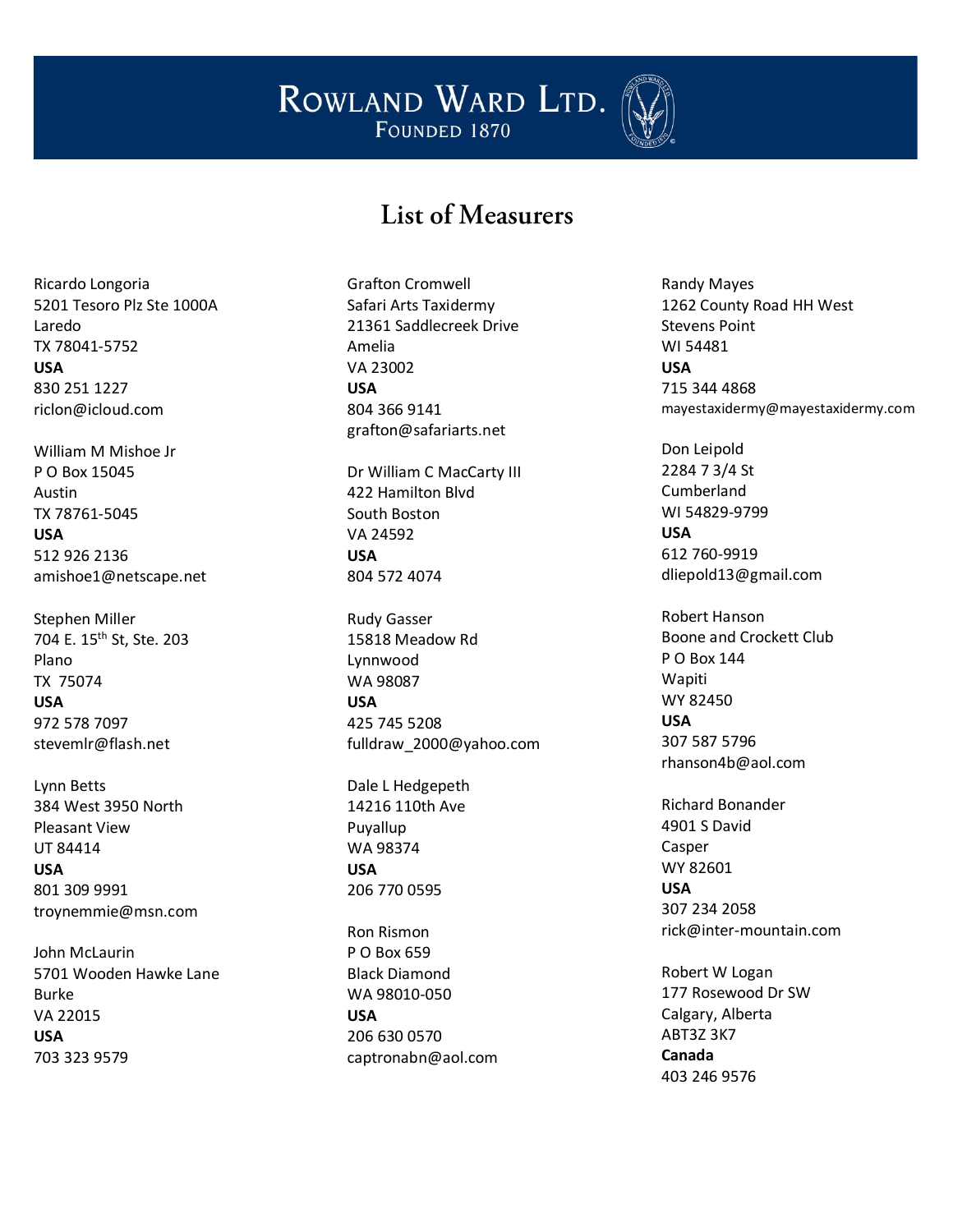# Rowland Ward Ltd.

Founded 1870

## List of Measurers

Ricardo Longoria
5201 Tesoro Plz Ste 1000A
Laredo
TX 78041-5752
**USA**
830 251 1227
riclon@icloud.com

William M Mishoe Jr
P O Box 15045
Austin
TX 78761-5045
**USA**
512 926 2136
amishoe1@netscape.net

Stephen Miller
704 E. 15th St, Ste. 203
Plano
TX 75074
**USA**
972 578 7097
stevemlr@flash.net

Lynn Betts
384 West 3950 North
Pleasant View
UT 84414
**USA**
801 309 9991
troynemmie@msn.com

John McLaurin
5701 Wooden Hawke Lane
Burke
VA 22015
**USA**
703 323 9579

Grafton Cromwell
Safari Arts Taxidermy
21361 Saddlecreek Drive
Amelia
VA 23002
**USA**
804 366 9141
grafton@safariarts.net

Dr William C MacCarty III
422 Hamilton Blvd
South Boston
VA 24592
**USA**
804 572 4074

Rudy Gasser
15818 Meadow Rd
Lynnwood
WA 98087
**USA**
425 745 5208
fulldraw_2000@yahoo.com

Dale L Hedgepeth
14216 110th Ave
Puyallup
WA 98374
**USA**
206 770 0595

Ron Rismon
P O Box 659
Black Diamond
WA 98010-050
**USA**
206 630 0570
captronabn@aol.com

Randy Mayes
1262 County Road HH West
Stevens Point
WI 54481
**USA**
715 344 4868
mayestaxidermy@mayestaxidermy.com

Don Leipold
2284 7 3/4 St
Cumberland
WI 54829-9799
**USA**
612 760-9919
dliepold13@gmail.com

Robert Hanson
Boone and Crockett Club
P O Box 144
Wapiti
WY 82450
**USA**
307 587 5796
rhanson4b@aol.com

Richard Bonander
4901 S David
Casper
WY 82601
**USA**
307 234 2058
rick@inter-mountain.com

Robert W Logan
177 Rosewood Dr SW
Calgary, Alberta
ABT3Z 3K7
**Canada**
403 246 9576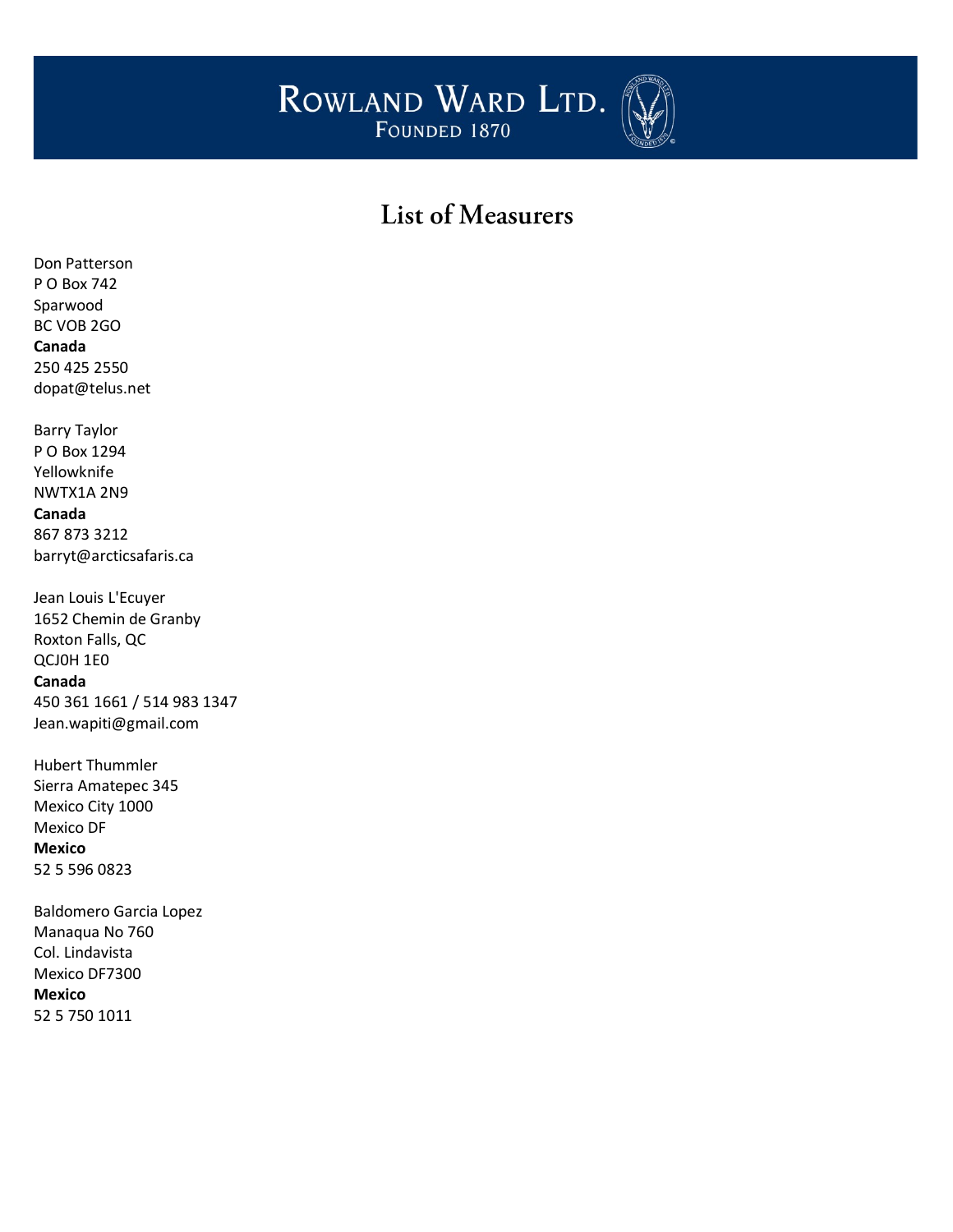ROWLAND WARD LTD.
FOUNDED 1870

# List of Measurers

Don Patterson
P O Box 742
Sparwood
BC VOB 2GO
**Canada**
250 425 2550
dopat@telus.net

Barry Taylor
P O Box 1294
Yellowknife
NWTX1A 2N9
**Canada**
867 873 3212
barryt@arcticsafaris.ca

Jean Louis L'Ecuyer
1652 Chemin de Granby
Roxton Falls, QC
QCJ0H 1E0
**Canada**
450 361 1661 / 514 983 1347
Jean.wapiti@gmail.com

Hubert Thummler
Sierra Amatepec 345
Mexico City 1000
Mexico DF
**Mexico**
52 5 596 0823

Baldomero Garcia Lopez
Manaqua No 760
Col. Lindavista
Mexico DF7300
**Mexico**
52 5 750 1011